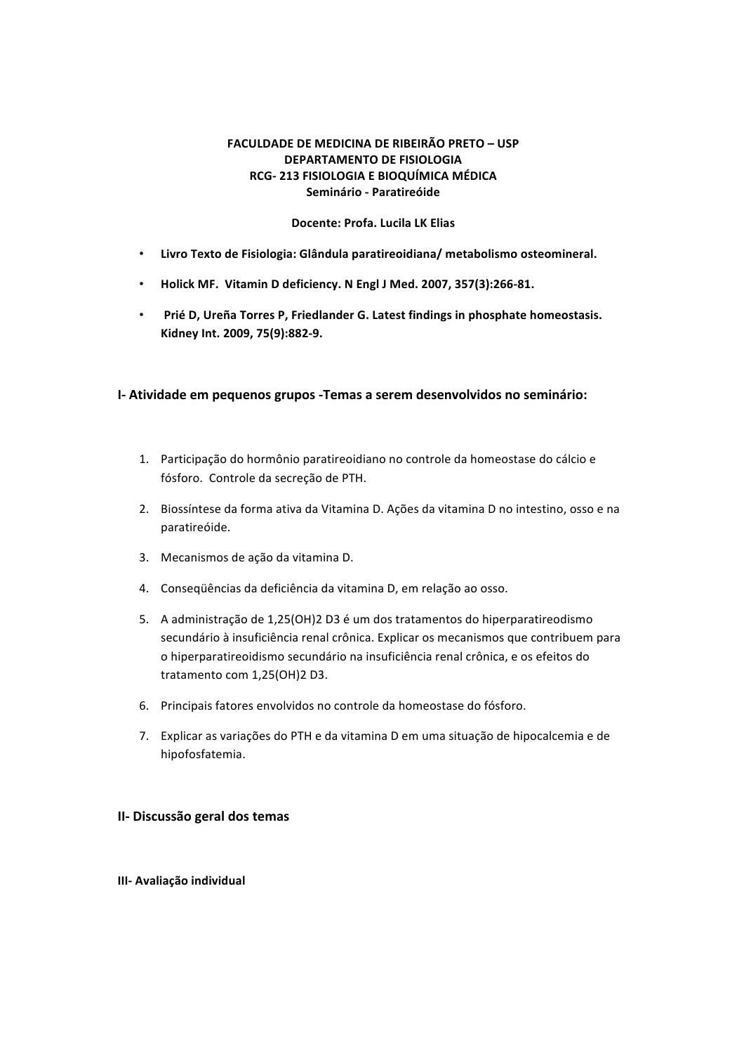**FACULDADE DE MEDICINA DE RIBEIRÃO PRETO – USP**
**DEPARTAMENTO DE FISIOLOGIA**
**RCG- 213 FISIOLOGIA E BIOQUÍMICA MÉDICA**
**Seminário - Paratireóide**

**Docente: Profa. Lucila LK Elias**

- **Livro Texto de Fisiologia: Glândula paratireoidiana/ metabolismo osteomineral.**
- **Holick MF. Vitamin D deficiency. N Engl J Med. 2007, 357(3):266-81.**
- **Prié D, Ureña Torres P, Friedlander G. Latest findings in phosphate homeostasis. Kidney Int. 2009, 75(9):882-9.**

## I- Atividade em pequenos grupos -Temas a serem desenvolvidos no seminário:

1. Participação do hormônio paratireoidiano no controle da homeostase do cálcio e fósforo. Controle da secreção de PTH.
2. Biossíntese da forma ativa da Vitamina D. Ações da vitamina D no intestino, osso e na paratireóide.
3. Mecanismos de ação da vitamina D.
4. Conseqüências da deficiência da vitamina D, em relação ao osso.
5. A administração de $1,25(OH)_2 D_3$ é um dos tratamentos do hiperparatireodismo secundário à insuficiência renal crônica. Explicar os mecanismos que contribuem para o hiperparatireoidismo secundário na insuficiência renal crônica, e os efeitos do tratamento com $1,25(OH)_2 D_3$.
6. Principais fatores envolvidos no controle da homeostase do fósforo.
7. Explicar as variações do PTH e da vitamina D em uma situação de hipocalcemia e de hipofosfatemia.

## II- Discussão geral dos temas

#### III- Avaliação individual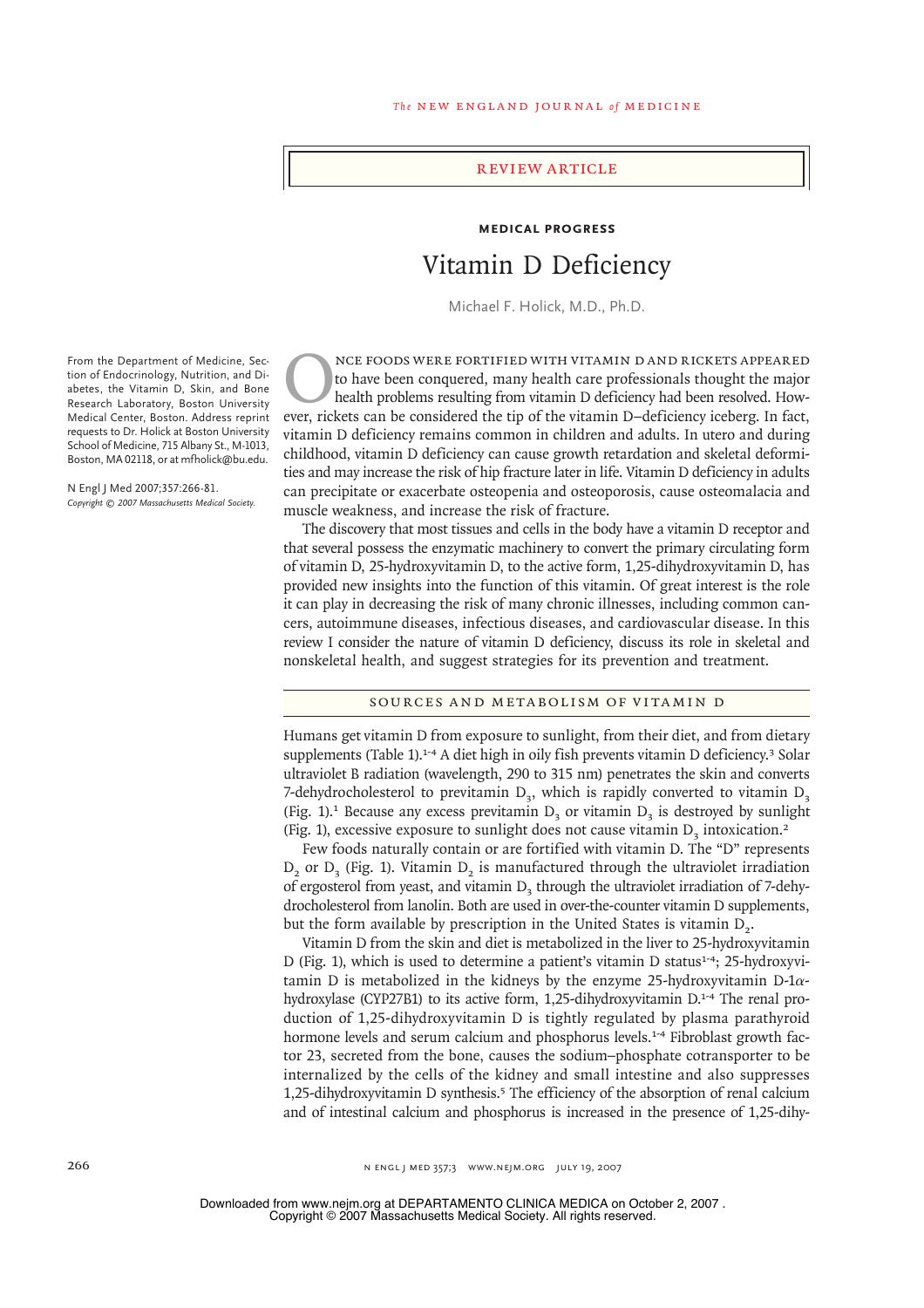# REVIEW ARTICLE

## MEDICAL PROGRESS

# Vitamin D Deficiency

Michael F. Holick, M.D., Ph.D.

From the Department of Medicine, Section of Endocrinology, Nutrition, and Diabetes, the Vitamin D, Skin, and Bone Research Laboratory, Boston University Medical Center, Boston. Address reprint requests to Dr. Holick at Boston University School of Medicine, 715 Albany St., M-1013, Boston, MA 02118, or at mfholick@bu.edu.

N Engl J Med 2007;357:266-81.
*Copyright © 2007 Massachusetts Medical Society.*

Once foods were fortified with vitamin D and rickets appeared to have been conquered, many health care professionals thought the major health problems resulting from vitamin D deficiency had been resolved. However, rickets can be considered the tip of the vitamin D–deficiency iceberg. In fact, vitamin D deficiency remains common in children and adults. In utero and during childhood, vitamin D deficiency can cause growth retardation and skeletal deformities and may increase the risk of hip fracture later in life. Vitamin D deficiency in adults can precipitate or exacerbate osteopenia and osteoporosis, cause osteomalacia and muscle weakness, and increase the risk of fracture.

The discovery that most tissues and cells in the body have a vitamin D receptor and that several possess the enzymatic machinery to convert the primary circulating form of vitamin D, 25-hydroxyvitamin D, to the active form, 1,25-dihydroxyvitamin D, has provided new insights into the function of this vitamin. Of great interest is the role it can play in decreasing the risk of many chronic illnesses, including common cancers, autoimmune diseases, infectious diseases, and cardiovascular disease. In this review I consider the nature of vitamin D deficiency, discuss its role in skeletal and nonskeletal health, and suggest strategies for its prevention and treatment.

## SOURCES AND METABOLISM OF VITAMIN D

Humans get vitamin D from exposure to sunlight, from their diet, and from dietary supplements (Table 1).[1-4] A diet high in oily fish prevents vitamin D deficiency.[3] Solar ultraviolet B radiation (wavelength, 290 to 315 nm) penetrates the skin and converts 7-dehydrocholesterol to previtamin $D_3$, which is rapidly converted to vitamin $D_3$ (Fig. 1).[1] Because any excess previtamin $D_3$ or vitamin $D_3$ is destroyed by sunlight (Fig. 1), excessive exposure to sunlight does not cause vitamin $D_3$ intoxication.[2]

Few foods naturally contain or are fortified with vitamin D. The "D" represents $D_2$ or $D_3$ (Fig. 1). Vitamin $D_2$ is manufactured through the ultraviolet irradiation of ergosterol from yeast, and vitamin $D_3$ through the ultraviolet irradiation of 7-dehydrocholesterol from lanolin. Both are used in over-the-counter vitamin D supplements, but the form available by prescription in the United States is vitamin $D_2$.

Vitamin D from the skin and diet is metabolized in the liver to 25-hydroxyvitamin D (Fig. 1), which is used to determine a patient's vitamin D status[1-4]; 25-hydroxyvitamin D is metabolized in the kidneys by the enzyme 25-hydroxyvitamin D-1$\alpha$-hydroxylase (CYP27B1) to its active form, 1,25-dihydroxyvitamin D.[1-4] The renal production of 1,25-dihydroxyvitamin D is tightly regulated by plasma parathyroid hormone levels and serum calcium and phosphorus levels.[1-4] Fibroblast growth factor 23, secreted from the bone, causes the sodium–phosphate cotransporter to be internalized by the cells of the kidney and small intestine and also suppresses 1,25-dihydroxyvitamin D synthesis.[5] The efficiency of the absorption of renal calcium and of intestinal calcium and phosphorus is increased in the presence of 1,25-dihy-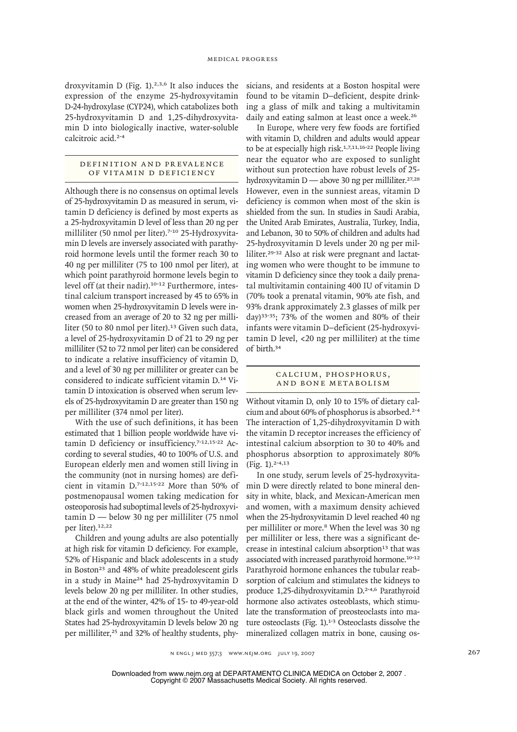droxyvitamin D (Fig. 1).[2,3,6] It also induces the expression of the enzyme 25-hydroxyvitamin D-24-hydroxylase (CYP24), which catabolizes both 25-hydroxyvitamin D and 1,25-dihydroxyvitamin D into biologically inactive, water-soluble calcitroic acid.[2-4]

## DEFINITION AND PREVALENCE OF VITAMIN D DEFICIENCY

Although there is no consensus on optimal levels of 25-hydroxyvitamin D as measured in serum, vitamin D deficiency is defined by most experts as a 25-hydroxyvitamin D level of less than 20 ng per milliliter (50 nmol per liter).[7-10] 25-Hydroxyvitamin D levels are inversely associated with parathyroid hormone levels until the former reach 30 to 40 ng per milliliter (75 to 100 nmol per liter), at which point parathyroid hormone levels begin to level off (at their nadir).[10-12] Furthermore, intestinal calcium transport increased by 45 to 65% in women when 25-hydroxyvitamin D levels were increased from an average of 20 to 32 ng per milliliter (50 to 80 nmol per liter).[13] Given such data, a level of 25-hydroxyvitamin D of 21 to 29 ng per milliliter (52 to 72 nmol per liter) can be considered to indicate a relative insufficiency of vitamin D, and a level of 30 ng per milliliter or greater can be considered to indicate sufficient vitamin D.[14] Vitamin D intoxication is observed when serum levels of 25-hydroxyvitamin D are greater than 150 ng per milliliter (374 nmol per liter).

With the use of such definitions, it has been estimated that 1 billion people worldwide have vitamin D deficiency or insufficiency.[7-12,15-22] According to several studies, 40 to 100% of U.S. and European elderly men and women still living in the community (not in nursing homes) are deficient in vitamin D.[7-12,15-22] More than 50% of postmenopausal women taking medication for osteoporosis had suboptimal levels of 25-hydroxyvitamin D — below 30 ng per milliliter (75 nmol per liter).[12,22]

Children and young adults are also potentially at high risk for vitamin D deficiency. For example, 52% of Hispanic and black adolescents in a study in Boston[23] and 48% of white preadolescent girls in a study in Maine[24] had 25-hydroxyvitamin D levels below 20 ng per milliliter. In other studies, at the end of the winter, 42% of 15- to 49-year-old black girls and women throughout the United States had 25-hydroxyvitamin D levels below 20 ng per milliliter,[25] and 32% of healthy students, physicians, and residents at a Boston hospital were found to be vitamin D–deficient, despite drinking a glass of milk and taking a multivitamin daily and eating salmon at least once a week.[26]

In Europe, where very few foods are fortified with vitamin D, children and adults would appear to be at especially high risk.[1,7,11,16-22] People living near the equator who are exposed to sunlight without sun protection have robust levels of 25-hydroxyvitamin D — above 30 ng per milliliter.[27,28] However, even in the sunniest areas, vitamin D deficiency is common when most of the skin is shielded from the sun. In studies in Saudi Arabia, the United Arab Emirates, Australia, Turkey, India, and Lebanon, 30 to 50% of children and adults had 25-hydroxyvitamin D levels under 20 ng per milliliter.[29-32] Also at risk were pregnant and lactating women who were thought to be immune to vitamin D deficiency since they took a daily prenatal multivitamin containing 400 IU of vitamin D (70% took a prenatal vitamin, 90% ate fish, and 93% drank approximately 2.3 glasses of milk per day)[33-35]; 73% of the women and 80% of their infants were vitamin D–deficient (25-hydroxyvitamin D level, <20 ng per milliliter) at the time of birth.[34]

## CALCIUM, PHOSPHORUS, AND BONE METABOLISM

Without vitamin D, only 10 to 15% of dietary calcium and about 60% of phosphorus is absorbed.[2-4] The interaction of 1,25-dihydroxyvitamin D with the vitamin D receptor increases the efficiency of intestinal calcium absorption to 30 to 40% and phosphorus absorption to approximately 80% (Fig. 1).[2-4,13]

In one study, serum levels of 25-hydroxyvitamin D were directly related to bone mineral density in white, black, and Mexican-American men and women, with a maximum density achieved when the 25-hydroxyvitamin D level reached 40 ng per milliliter or more.[8] When the level was 30 ng per milliliter or less, there was a significant decrease in intestinal calcium absorption[13] that was associated with increased parathyroid hormone.[10-12] Parathyroid hormone enhances the tubular reabsorption of calcium and stimulates the kidneys to produce 1,25-dihydroxyvitamin D.[2-4,6] Parathyroid hormone also activates osteoblasts, which stimulate the transformation of preosteoclasts into mature osteoclasts (Fig. 1).[1-3] Osteoclasts dissolve the mineralized collagen matrix in bone, causing os-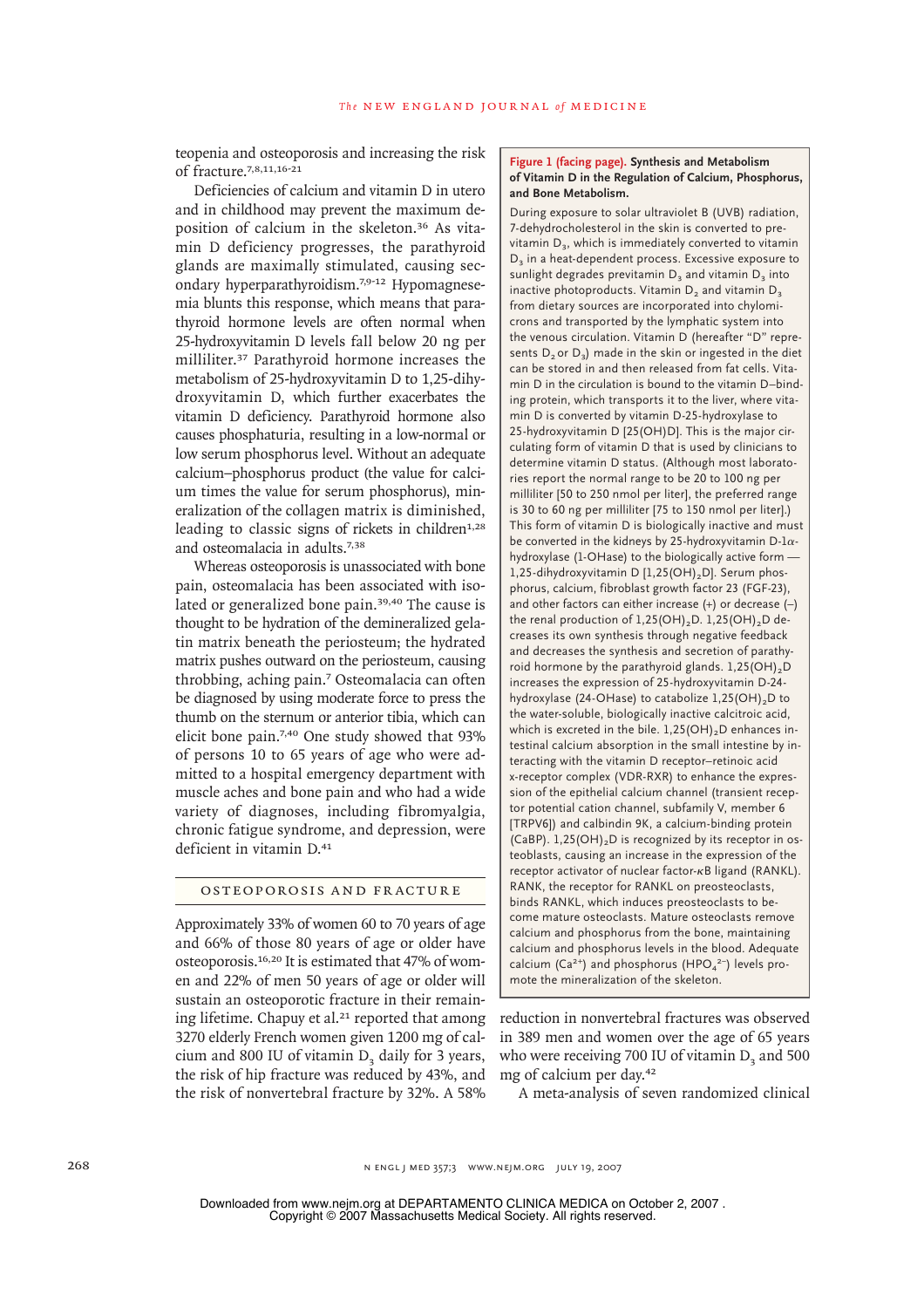teopenia and osteoporosis and increasing the risk of fracture.[7,8,11,16-21]

Deficiencies of calcium and vitamin D in utero and in childhood may prevent the maximum deposition of calcium in the skeleton.[36] As vitamin D deficiency progresses, the parathyroid glands are maximally stimulated, causing secondary hyperparathyroidism.[7,9-12] Hypomagnesemia blunts this response, which means that parathyroid hormone levels are often normal when 25-hydroxyvitamin D levels fall below 20 ng per milliliter.[37] Parathyroid hormone increases the metabolism of 25-hydroxyvitamin D to 1,25-dihydroxyvitamin D, which further exacerbates the vitamin D deficiency. Parathyroid hormone also causes phosphaturia, resulting in a low-normal or low serum phosphorus level. Without an adequate calcium–phosphorus product (the value for calcium times the value for serum phosphorus), mineralization of the collagen matrix is diminished, leading to classic signs of rickets in children[1,28] and osteomalacia in adults.[7,38]

Whereas osteoporosis is unassociated with bone pain, osteomalacia has been associated with isolated or generalized bone pain.[39,40] The cause is thought to be hydration of the demineralized gelatin matrix beneath the periosteum; the hydrated matrix pushes outward on the periosteum, causing throbbing, aching pain.[7] Osteomalacia can often be diagnosed by using moderate force to press the thumb on the sternum or anterior tibia, which can elicit bone pain.[7,40] One study showed that 93% of persons 10 to 65 years of age who were admitted to a hospital emergency department with muscle aches and bone pain and who had a wide variety of diagnoses, including fibromyalgia, chronic fatigue syndrome, and depression, were deficient in vitamin D.[41]

## OSTEOPOROSIS AND FRACTURE

Approximately 33% of women 60 to 70 years of age and 66% of those 80 years of age or older have osteoporosis.[16,20] It is estimated that 47% of women and 22% of men 50 years of age or older will sustain an osteoporotic fracture in their remaining lifetime. Chapuy et al.[21] reported that among 3270 elderly French women given 1200 mg of calcium and 800 IU of vitamin $D_3$ daily for 3 years, the risk of hip fracture was reduced by 43%, and the risk of nonvertebral fracture by 32%. A 58% reduction in nonvertebral fractures was observed in 389 men and women over the age of 65 years who were receiving 700 IU of vitamin $D_3$ and 500 mg of calcium per day.[42]

A meta-analysis of seven randomized clinical

**Figure 1 (facing page). Synthesis and Metabolism of Vitamin D in the Regulation of Calcium, Phosphorus, and Bone Metabolism.**

During exposure to solar ultraviolet B (UVB) radiation, 7-dehydrocholesterol in the skin is converted to previtamin $D_3$, which is immediately converted to vitamin $D_3$ in a heat-dependent process. Excessive exposure to sunlight degrades previtamin $D_3$ and vitamin $D_3$ into inactive photoproducts. Vitamin $D_2$ and vitamin $D_3$ from dietary sources are incorporated into chylomicrons and transported by the lymphatic system into the venous circulation. Vitamin D (hereafter "D" represents $D_2$ or $D_3$) made in the skin or ingested in the diet can be stored in and then released from fat cells. Vitamin D in the circulation is bound to the vitamin D–binding protein, which transports it to the liver, where vitamin D is converted by vitamin D-25-hydroxylase to 25-hydroxyvitamin D [25(OH)D]. This is the major circulating form of vitamin D that is used by clinicians to determine vitamin D status. (Although most laboratories report the normal range to be 20 to 100 ng per milliliter [50 to 250 nmol per liter], the preferred range is 30 to 60 ng per milliliter [75 to 150 nmol per liter].) This form of vitamin D is biologically inactive and must be converted in the kidneys by 25-hydroxyvitamin D-1α-hydroxylase (1-OHase) to the biologically active form — 1,25-dihydroxyvitamin D [$1,25(OH)_2D$]. Serum phosphorus, calcium, fibroblast growth factor 23 (FGF-23), and other factors can either increase (+) or decrease (–) the renal production of $1,25(OH)_2D$. $1,25(OH)_2D$ decreases its own synthesis through negative feedback and decreases the synthesis and secretion of parathyroid hormone by the parathyroid glands. $1,25(OH)_2D$ increases the expression of 25-hydroxyvitamin D-24-hydroxylase (24-OHase) to catabolize $1,25(OH)_2D$ to the water-soluble, biologically inactive calcitroic acid, which is excreted in the bile. $1,25(OH)_2D$ enhances intestinal calcium absorption in the small intestine by interacting with the vitamin D receptor–retinoic acid x-receptor complex (VDR-RXR) to enhance the expression of the epithelial calcium channel (transient receptor potential cation channel, subfamily V, member 6 [TRPV6]) and calbindin 9K, a calcium-binding protein (CaBP). $1,25(OH)_2D$ is recognized by its receptor in osteoblasts, causing an increase in the expression of the receptor activator of nuclear factor-κB ligand (RANKL). RANK, the receptor for RANKL on preosteoclasts, binds RANKL, which induces preosteoclasts to become mature osteoclasts. Mature osteoclasts remove calcium and phosphorus from the bone, maintaining calcium and phosphorus levels in the blood. Adequate calcium ($Ca^{2+}$) and phosphorus ($HPO_4^{2-}$) levels promote the mineralization of the skeleton.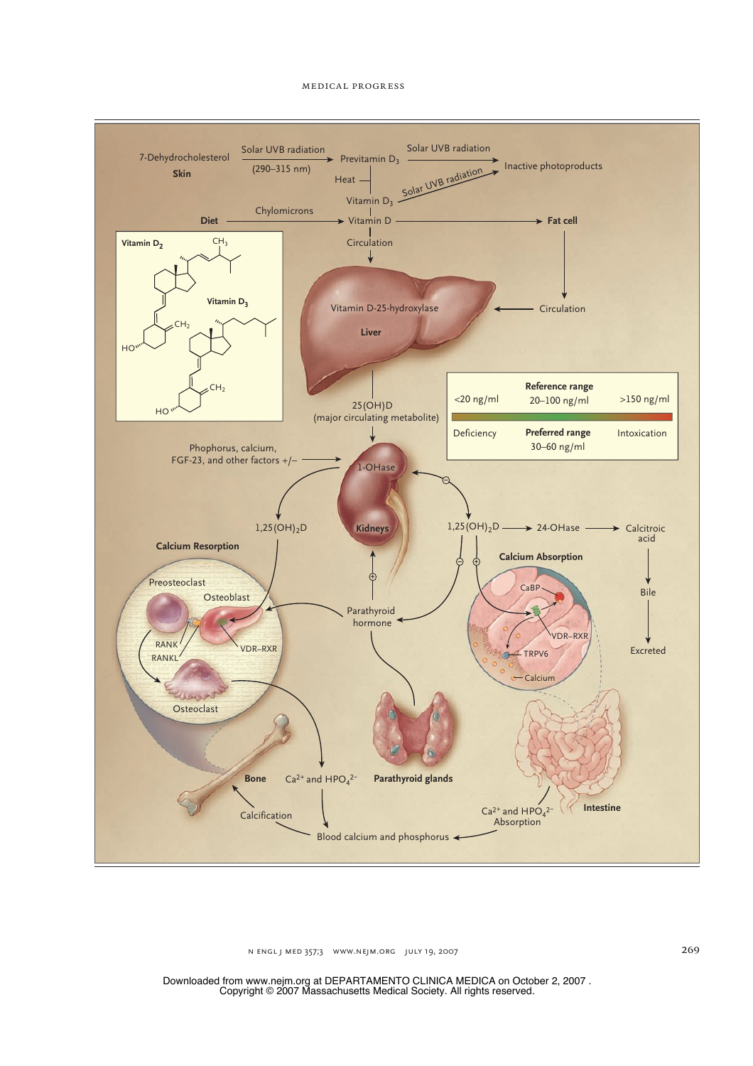7-Dehydrocholesterol **Skin** → Solar UVB radiation (290–315 nm) → Previtamin $D_3$ → Solar UVB radiation → Inactive photoproducts

Previtamin $D_3$ — Heat → Vitamin $D_3$ — Solar UVB radiation → Inactive photoproducts

**Diet** → Chylomicrons → Vitamin D → **Fat cell** → Circulation

Vitamin D → Circulation → Vitamin D-25-hydroxylase **Liver**

**Vitamin $D_2$**

**Vitamin $D_3$**

25(OH)D (major circulating metabolite)

| <20 ng/ml | **Reference range** 20–100 ng/ml | >150 ng/ml |
|---|---|---|
| Deficiency | **Preferred range** 30–60 ng/ml | Intoxication |

Phophorus, calcium, FGF-23, and other factors +/− → 1-OHase **Kidneys**

$1,25(OH)_2D$ → 24-OHase → Calcitroic acid → Bile → Excreted

**Calcium Resorption**

Preosteoclast, Osteoblast, RANK, RANKL, VDR–RXR, Osteoclast

Parathyroid hormone

**Parathyroid glands**

**Calcium Absorption**

CaBP, VDR–RXR, TRPV6, Calcium

**Bone** $Ca^{2+}$ and $HPO_4^{2-}$

Calcification

**Intestine** $Ca^{2+}$ and $HPO_4^{2-}$ Absorption

Blood calcium and phosphorus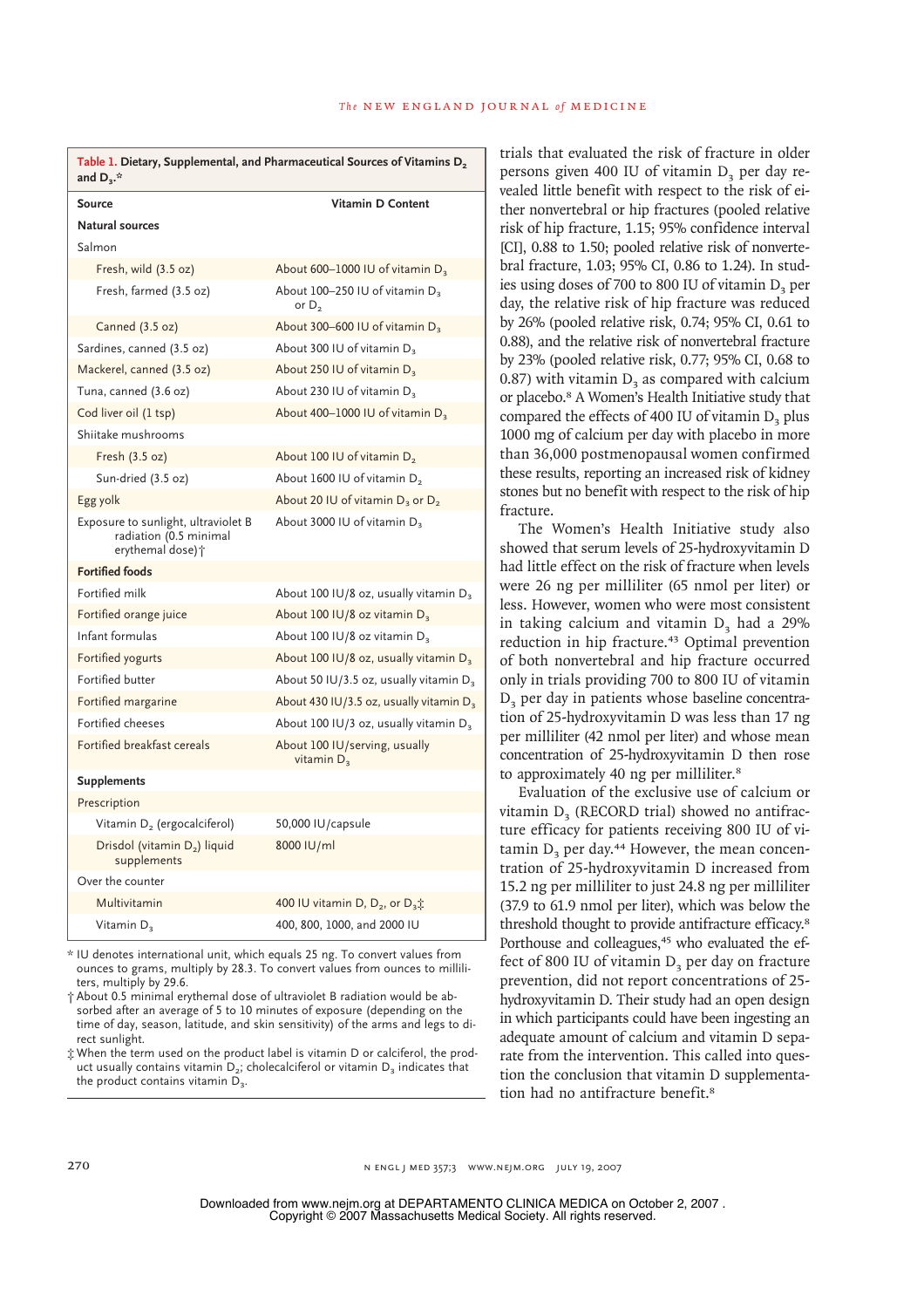**Table 1. Dietary, Supplemental, and Pharmaceutical Sources of Vitamins $D_2$ and $D_3$.***

| Source | Vitamin D Content |
|---|---|
| **Natural sources** | |
| Salmon | |
| Fresh, wild (3.5 oz) | About 600–1000 IU of vitamin $D_3$ |
| Fresh, farmed (3.5 oz) | About 100–250 IU of vitamin $D_3$ or $D_2$ |
| Canned (3.5 oz) | About 300–600 IU of vitamin $D_3$ |
| Sardines, canned (3.5 oz) | About 300 IU of vitamin $D_3$ |
| Mackerel, canned (3.5 oz) | About 250 IU of vitamin $D_3$ |
| Tuna, canned (3.6 oz) | About 230 IU of vitamin $D_3$ |
| Cod liver oil (1 tsp) | About 400–1000 IU of vitamin $D_3$ |
| Shiitake mushrooms | |
| Fresh (3.5 oz) | About 100 IU of vitamin $D_2$ |
| Sun-dried (3.5 oz) | About 1600 IU of vitamin $D_2$ |
| Egg yolk | About 20 IU of vitamin $D_3$ or $D_2$ |
| Exposure to sunlight, ultraviolet B radiation (0.5 minimal erythemal dose)† | About 3000 IU of vitamin $D_3$ |
| **Fortified foods** | |
| Fortified milk | About 100 IU/8 oz, usually vitamin $D_3$ |
| Fortified orange juice | About 100 IU/8 oz vitamin $D_3$ |
| Infant formulas | About 100 IU/8 oz vitamin $D_3$ |
| Fortified yogurts | About 100 IU/8 oz, usually vitamin $D_3$ |
| Fortified butter | About 50 IU/3.5 oz, usually vitamin $D_3$ |
| Fortified margarine | About 430 IU/3.5 oz, usually vitamin $D_3$ |
| Fortified cheeses | About 100 IU/3 oz, usually vitamin $D_3$ |
| Fortified breakfast cereals | About 100 IU/serving, usually vitamin $D_3$ |
| **Supplements** | |
| Prescription | |
| Vitamin $D_2$ (ergocalciferol) | 50,000 IU/capsule |
| Drisdol (vitamin $D_2$) liquid supplements | 8000 IU/ml |
| Over the counter | |
| Multivitamin | 400 IU vitamin D, $D_2$, or $D_3$‡ |
| Vitamin $D_3$ | 400, 800, 1000, and 2000 IU |

\* IU denotes international unit, which equals 25 ng. To convert values from ounces to grams, multiply by 28.3. To convert values from ounces to milliliters, multiply by 29.6.

† About 0.5 minimal erythemal dose of ultraviolet B radiation would be absorbed after an average of 5 to 10 minutes of exposure (depending on the time of day, season, latitude, and skin sensitivity) of the arms and legs to direct sunlight.

‡ When the term used on the product label is vitamin D or calciferol, the product usually contains vitamin $D_2$; cholecalciferol or vitamin $D_3$ indicates that the product contains vitamin $D_3$.

trials that evaluated the risk of fracture in older persons given 400 IU of vitamin $D_3$ per day revealed little benefit with respect to the risk of either nonvertebral or hip fractures (pooled relative risk of hip fracture, 1.15; 95% confidence interval [CI], 0.88 to 1.50; pooled relative risk of nonvertebral fracture, 1.03; 95% CI, 0.86 to 1.24). In studies using doses of 700 to 800 IU of vitamin $D_3$ per day, the relative risk of hip fracture was reduced by 26% (pooled relative risk, 0.74; 95% CI, 0.61 to 0.88), and the relative risk of nonvertebral fracture by 23% (pooled relative risk, 0.77; 95% CI, 0.68 to 0.87) with vitamin $D_3$ as compared with calcium or placebo.[8] A Women's Health Initiative study that compared the effects of 400 IU of vitamin $D_3$ plus 1000 mg of calcium per day with placebo in more than 36,000 postmenopausal women confirmed these results, reporting an increased risk of kidney stones but no benefit with respect to the risk of hip fracture.

The Women's Health Initiative study also showed that serum levels of 25-hydroxyvitamin D had little effect on the risk of fracture when levels were 26 ng per milliliter (65 nmol per liter) or less. However, women who were most consistent in taking calcium and vitamin $D_3$ had a 29% reduction in hip fracture.[43] Optimal prevention of both nonvertebral and hip fracture occurred only in trials providing 700 to 800 IU of vitamin $D_3$ per day in patients whose baseline concentration of 25-hydroxyvitamin D was less than 17 ng per milliliter (42 nmol per liter) and whose mean concentration of 25-hydroxyvitamin D then rose to approximately 40 ng per milliliter.[8]

Evaluation of the exclusive use of calcium or vitamin $D_3$ (RECORD trial) showed no antifracture efficacy for patients receiving 800 IU of vitamin $D_3$ per day.[44] However, the mean concentration of 25-hydroxyvitamin D increased from 15.2 ng per milliliter to just 24.8 ng per milliliter (37.9 to 61.9 nmol per liter), which was below the threshold thought to provide antifracture efficacy.[8] Porthouse and colleagues,[45] who evaluated the effect of 800 IU of vitamin $D_3$ per day on fracture prevention, did not report concentrations of 25-hydroxyvitamin D. Their study had an open design in which participants could have been ingesting an adequate amount of calcium and vitamin D separate from the intervention. This called into question the conclusion that vitamin D supplementation had no antifracture benefit.[8]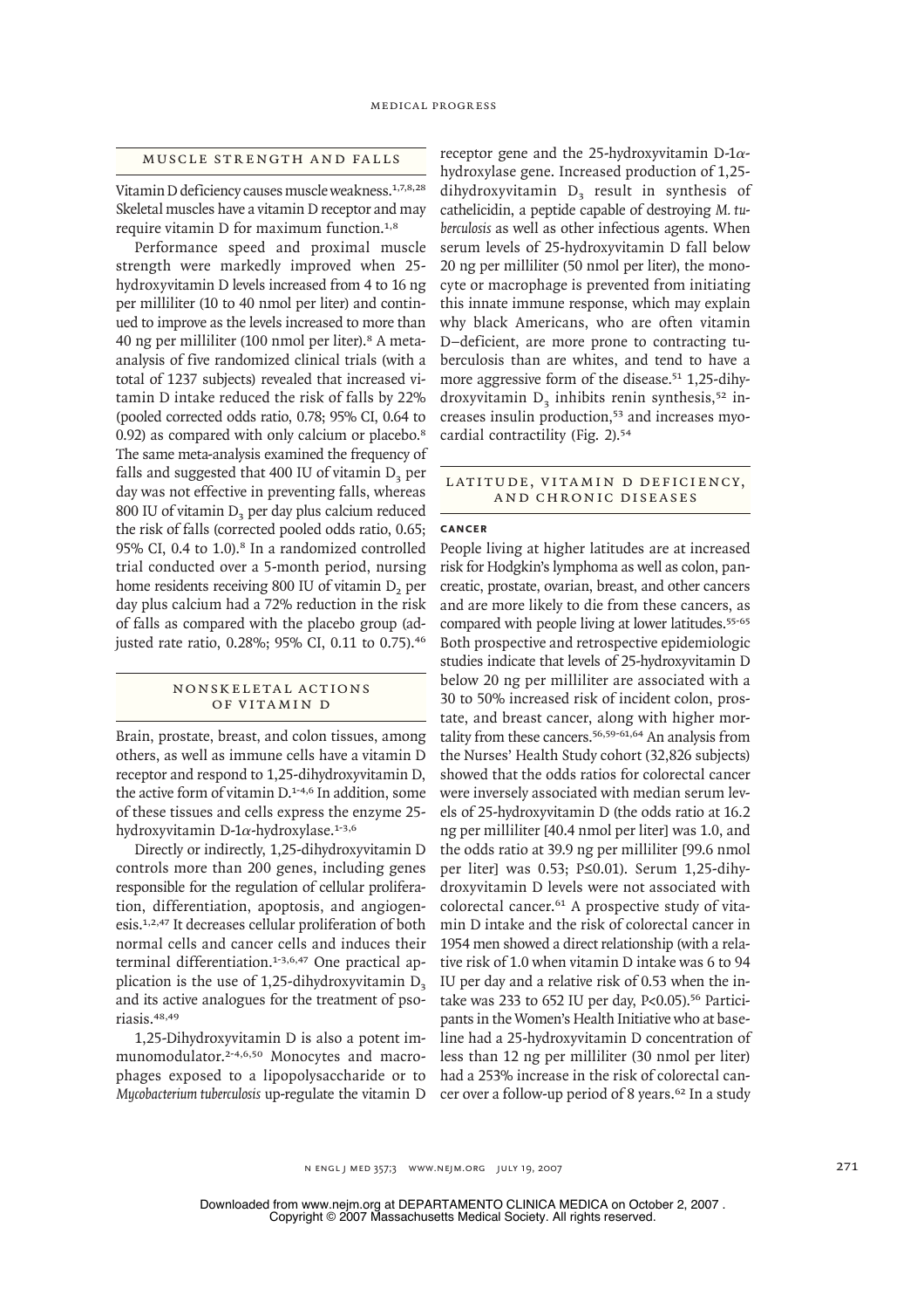## MUSCLE STRENGTH AND FALLS

Vitamin D deficiency causes muscle weakness.[1,7,8,28] Skeletal muscles have a vitamin D receptor and may require vitamin D for maximum function.[1,8]

Performance speed and proximal muscle strength were markedly improved when 25-hydroxyvitamin D levels increased from 4 to 16 ng per milliliter (10 to 40 nmol per liter) and continued to improve as the levels increased to more than 40 ng per milliliter (100 nmol per liter).[8] A meta-analysis of five randomized clinical trials (with a total of 1237 subjects) revealed that increased vitamin D intake reduced the risk of falls by 22% (pooled corrected odds ratio, 0.78; 95% CI, 0.64 to 0.92) as compared with only calcium or placebo.[8] The same meta-analysis examined the frequency of falls and suggested that 400 IU of vitamin $D_3$ per day was not effective in preventing falls, whereas 800 IU of vitamin $D_3$ per day plus calcium reduced the risk of falls (corrected pooled odds ratio, 0.65; 95% CI, 0.4 to 1.0).[8] In a randomized controlled trial conducted over a 5-month period, nursing home residents receiving 800 IU of vitamin $D_2$ per day plus calcium had a 72% reduction in the risk of falls as compared with the placebo group (adjusted rate ratio, 0.28%; 95% CI, 0.11 to 0.75).[46]

## NONSKELETAL ACTIONS OF VITAMIN D

Brain, prostate, breast, and colon tissues, among others, as well as immune cells have a vitamin D receptor and respond to 1,25-dihydroxyvitamin D, the active form of vitamin D.[1-4,6] In addition, some of these tissues and cells express the enzyme 25-hydroxyvitamin D-1$\alpha$-hydroxylase.[1-3,6]

Directly or indirectly, 1,25-dihydroxyvitamin D controls more than 200 genes, including genes responsible for the regulation of cellular proliferation, differentiation, apoptosis, and angiogenesis.[1,2,47] It decreases cellular proliferation of both normal cells and cancer cells and induces their terminal differentiation.[1-3,6,47] One practical application is the use of 1,25-dihydroxyvitamin $D_3$ and its active analogues for the treatment of psoriasis.[48,49]

1,25-Dihydroxyvitamin D is also a potent immunomodulator.[2-4,6,50] Monocytes and macrophages exposed to a lipopolysaccharide or to *Mycobacterium tuberculosis* up-regulate the vitamin D receptor gene and the 25-hydroxyvitamin D-1$\alpha$-hydroxylase gene. Increased production of 1,25-dihydroxyvitamin $D_3$ result in synthesis of cathelicidin, a peptide capable of destroying *M. tuberculosis* as well as other infectious agents. When serum levels of 25-hydroxyvitamin D fall below 20 ng per milliliter (50 nmol per liter), the monocyte or macrophage is prevented from initiating this innate immune response, which may explain why black Americans, who are often vitamin D–deficient, are more prone to contracting tuberculosis than are whites, and tend to have a more aggressive form of the disease.[51] 1,25-dihydroxyvitamin $D_3$ inhibits renin synthesis,[52] increases insulin production,[53] and increases myocardial contractility (Fig. 2).[54]

## LATITUDE, VITAMIN D DEFICIENCY, AND CHRONIC DISEASES

### CANCER

People living at higher latitudes are at increased risk for Hodgkin's lymphoma as well as colon, pancreatic, prostate, ovarian, breast, and other cancers and are more likely to die from these cancers, as compared with people living at lower latitudes.[55-65] Both prospective and retrospective epidemiologic studies indicate that levels of 25-hydroxyvitamin D below 20 ng per milliliter are associated with a 30 to 50% increased risk of incident colon, prostate, and breast cancer, along with higher mortality from these cancers.[56,59-61,64] An analysis from the Nurses' Health Study cohort (32,826 subjects) showed that the odds ratios for colorectal cancer were inversely associated with median serum levels of 25-hydroxyvitamin D (the odds ratio at 16.2 ng per milliliter [40.4 nmol per liter] was 1.0, and the odds ratio at 39.9 ng per milliliter [99.6 nmol per liter] was 0.53; $P \leq 0.01$). Serum 1,25-dihydroxyvitamin D levels were not associated with colorectal cancer.[61] A prospective study of vitamin D intake and the risk of colorectal cancer in 1954 men showed a direct relationship (with a relative risk of 1.0 when vitamin D intake was 6 to 94 IU per day and a relative risk of 0.53 when the intake was 233 to 652 IU per day, $P<0.05$).[56] Participants in the Women's Health Initiative who at baseline had a 25-hydroxyvitamin D concentration of less than 12 ng per milliliter (30 nmol per liter) had a 253% increase in the risk of colorectal cancer over a follow-up period of 8 years.[62] In a study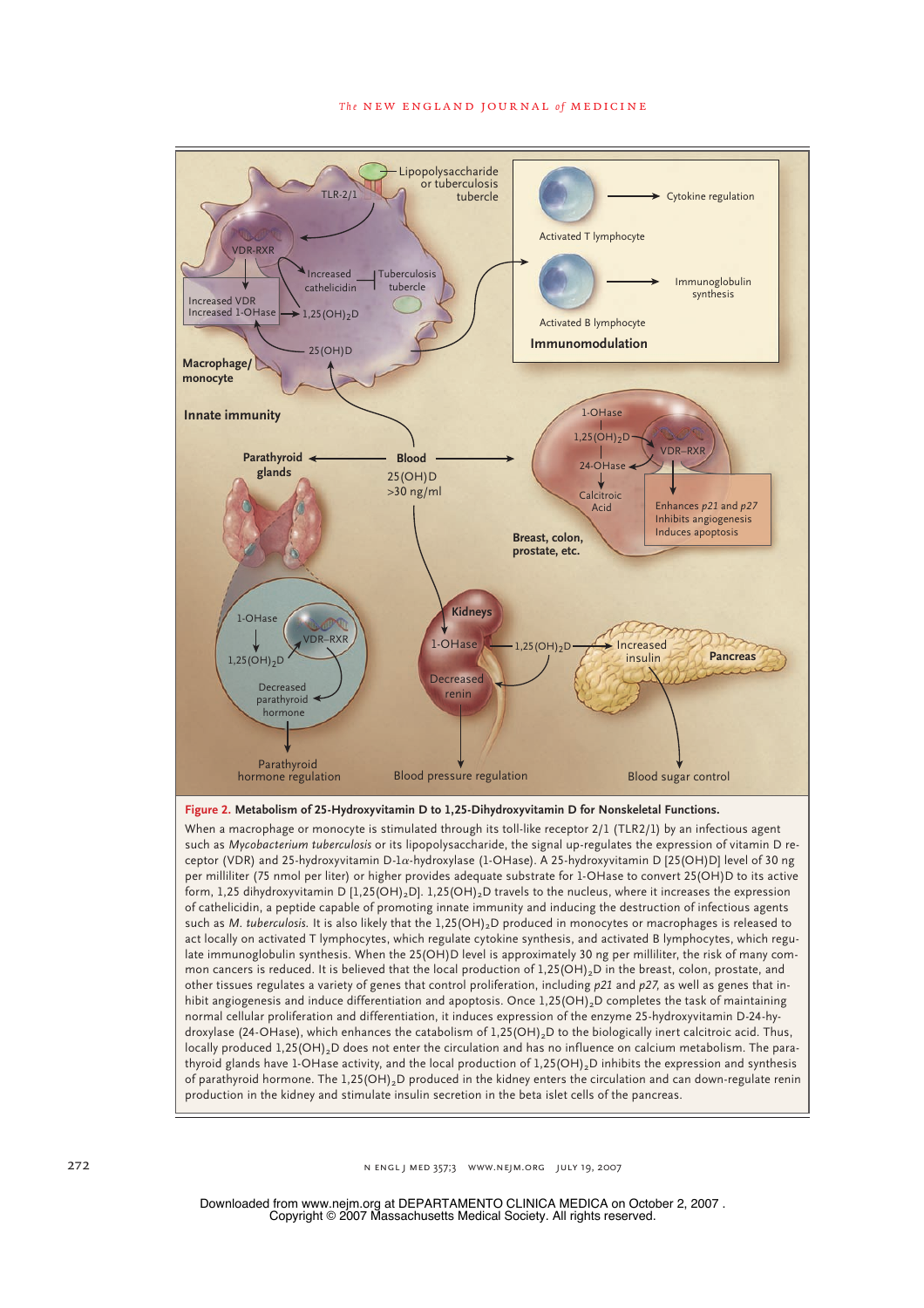**Figure 2. Metabolism of 25-Hydroxyvitamin D to 1,25-Dihydroxyvitamin D for Nonskeletal Functions.**

When a macrophage or monocyte is stimulated through its toll-like receptor 2/1 (TLR2/1) by an infectious agent such as *Mycobacterium tuberculosis* or its lipopolysaccharide, the signal up-regulates the expression of vitamin D receptor (VDR) and 25-hydroxyvitamin D-1α-hydroxylase (1-OHase). A 25-hydroxyvitamin D [25(OH)D] level of 30 ng per milliliter (75 nmol per liter) or higher provides adequate substrate for 1-OHase to convert 25(OH)D to its active form, 1,25 dihydroxyvitamin D [$1,25(OH)_2D$]. $1,25(OH)_2D$ travels to the nucleus, where it increases the expression of cathelicidin, a peptide capable of promoting innate immunity and inducing the destruction of infectious agents such as *M. tuberculosis*. It is also likely that the $1,25(OH)_2D$ produced in monocytes or macrophages is released to act locally on activated T lymphocytes, which regulate cytokine synthesis, and activated B lymphocytes, which regulate immunoglobulin synthesis. When the 25(OH)D level is approximately 30 ng per milliliter, the risk of many common cancers is reduced. It is believed that the local production of $1,25(OH)_2D$ in the breast, colon, prostate, and other tissues regulates a variety of genes that control proliferation, including *p21* and *p27*, as well as genes that inhibit angiogenesis and induce differentiation and apoptosis. Once $1,25(OH)_2D$ completes the task of maintaining normal cellular proliferation and differentiation, it induces expression of the enzyme 25-hydroxyvitamin D-24-hydroxylase (24-OHase), which enhances the catabolism of $1,25(OH)_2D$ to the biologically inert calcitroic acid. Thus, locally produced $1,25(OH)_2D$ does not enter the circulation and has no influence on calcium metabolism. The parathyroid glands have 1-OHase activity, and the local production of $1,25(OH)_2D$ inhibits the expression and synthesis of parathyroid hormone. The $1,25(OH)_2D$ produced in the kidney enters the circulation and can down-regulate renin production in the kidney and stimulate insulin secretion in the beta islet cells of the pancreas.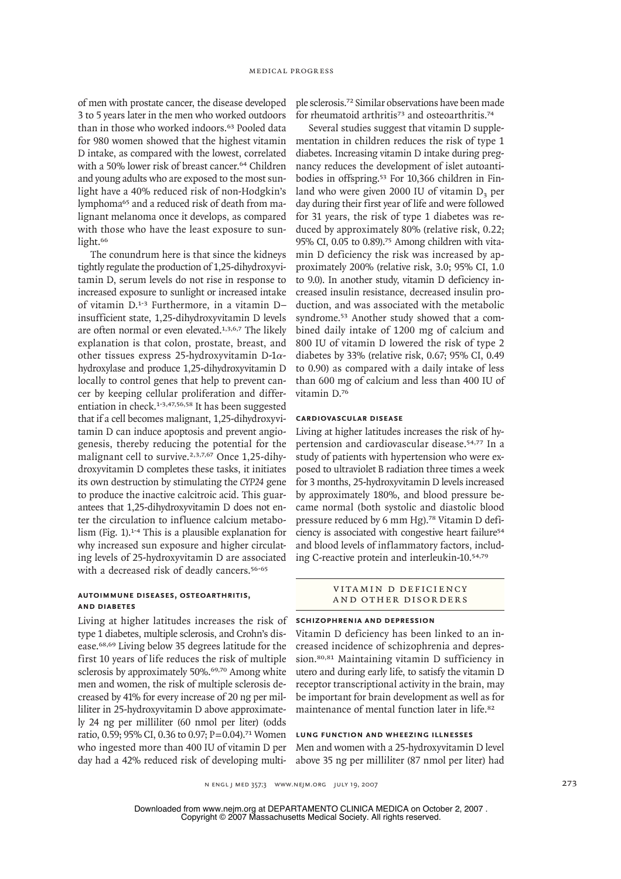of men with prostate cancer, the disease developed 3 to 5 years later in the men who worked outdoors than in those who worked indoors.[63] Pooled data for 980 women showed that the highest vitamin D intake, as compared with the lowest, correlated with a 50% lower risk of breast cancer.[64] Children and young adults who are exposed to the most sunlight have a 40% reduced risk of non-Hodgkin's lymphoma[65] and a reduced risk of death from malignant melanoma once it develops, as compared with those who have the least exposure to sunlight.[66]

The conundrum here is that since the kidneys tightly regulate the production of 1,25-dihydroxyvitamin D, serum levels do not rise in response to increased exposure to sunlight or increased intake of vitamin D.[1-3] Furthermore, in a vitamin D–insufficient state, 1,25-dihydroxyvitamin D levels are often normal or even elevated.[1,3,6,7] The likely explanation is that colon, prostate, breast, and other tissues express 25-hydroxyvitamin D-1α-hydroxylase and produce 1,25-dihydroxyvitamin D locally to control genes that help to prevent cancer by keeping cellular proliferation and differentiation in check.[1-3,47,56,58] It has been suggested that if a cell becomes malignant, 1,25-dihydroxyvitamin D can induce apoptosis and prevent angiogenesis, thereby reducing the potential for the malignant cell to survive.[2,3,7,67] Once 1,25-dihydroxyvitamin D completes these tasks, it initiates its own destruction by stimulating the *CYP24* gene to produce the inactive calcitroic acid. This guarantees that 1,25-dihydroxyvitamin D does not enter the circulation to influence calcium metabolism (Fig. 1).[1-4] This is a plausible explanation for why increased sun exposure and higher circulating levels of 25-hydroxyvitamin D are associated with a decreased risk of deadly cancers.[56-65]

### AUTOIMMUNE DISEASES, OSTEOARTHRITIS, AND DIABETES

Living at higher latitudes increases the risk of type 1 diabetes, multiple sclerosis, and Crohn's disease.[68,69] Living below 35 degrees latitude for the first 10 years of life reduces the risk of multiple sclerosis by approximately 50%.[69,70] Among white men and women, the risk of multiple sclerosis decreased by 41% for every increase of 20 ng per milliliter in 25-hydroxyvitamin D above approximately 24 ng per milliliter (60 nmol per liter) (odds ratio, 0.59; 95% CI, 0.36 to 0.97; P=0.04).[71] Women who ingested more than 400 IU of vitamin D per day had a 42% reduced risk of developing multiple sclerosis.[72] Similar observations have been made for rheumatoid arthritis[73] and osteoarthritis.[74]

Several studies suggest that vitamin D supplementation in children reduces the risk of type 1 diabetes. Increasing vitamin D intake during pregnancy reduces the development of islet autoantibodies in offspring.[53] For 10,366 children in Finland who were given 2000 IU of vitamin $D_3$ per day during their first year of life and were followed for 31 years, the risk of type 1 diabetes was reduced by approximately 80% (relative risk, 0.22; 95% CI, 0.05 to 0.89).[75] Among children with vitamin D deficiency the risk was increased by approximately 200% (relative risk, 3.0; 95% CI, 1.0 to 9.0). In another study, vitamin D deficiency increased insulin resistance, decreased insulin production, and was associated with the metabolic syndrome.[53] Another study showed that a combined daily intake of 1200 mg of calcium and 800 IU of vitamin D lowered the risk of type 2 diabetes by 33% (relative risk, 0.67; 95% CI, 0.49 to 0.90) as compared with a daily intake of less than 600 mg of calcium and less than 400 IU of vitamin D.[76]

### CARDIOVASCULAR DISEASE

Living at higher latitudes increases the risk of hypertension and cardiovascular disease.[54,77] In a study of patients with hypertension who were exposed to ultraviolet B radiation three times a week for 3 months, 25-hydroxyvitamin D levels increased by approximately 180%, and blood pressure became normal (both systolic and diastolic blood pressure reduced by 6 mm Hg).[78] Vitamin D deficiency is associated with congestive heart failure[54] and blood levels of inflammatory factors, including C-reactive protein and interleukin-10.[54,79]

## VITAMIN D DEFICIENCY AND OTHER DISORDERS

### SCHIZOPHRENIA AND DEPRESSION

Vitamin D deficiency has been linked to an increased incidence of schizophrenia and depression.[80,81] Maintaining vitamin D sufficiency in utero and during early life, to satisfy the vitamin D receptor transcriptional activity in the brain, may be important for brain development as well as for maintenance of mental function later in life.[82]

### LUNG FUNCTION AND WHEEZING ILLNESSES

Men and women with a 25-hydroxyvitamin D level above 35 ng per milliliter (87 nmol per liter) had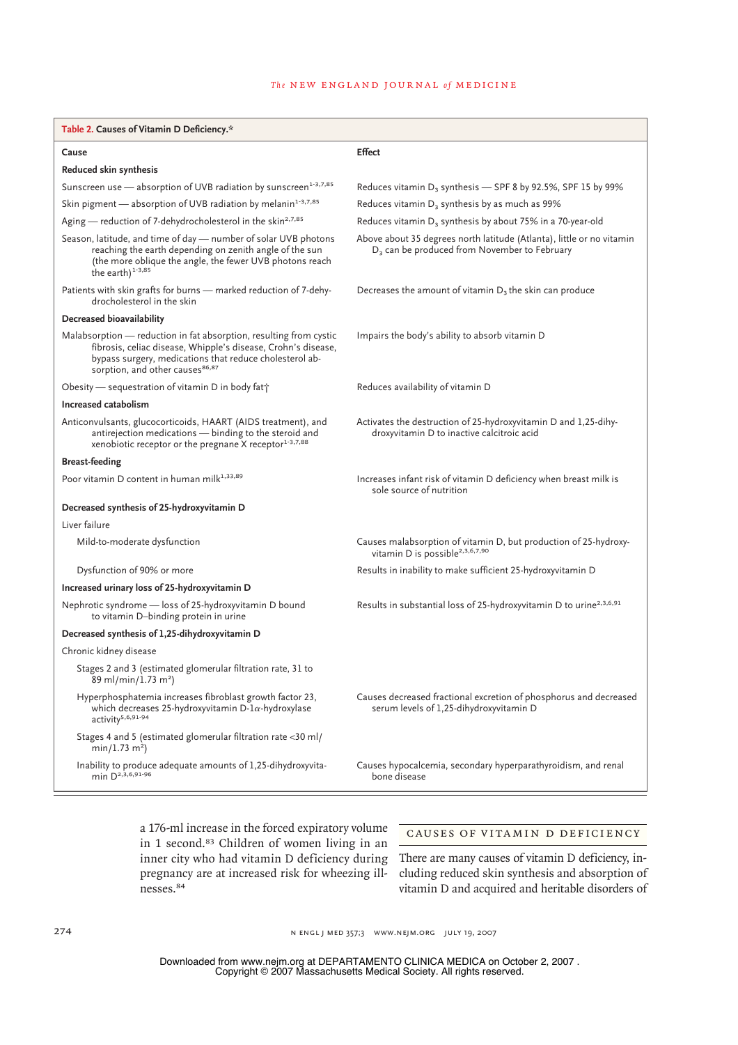**Table 2. Causes of Vitamin D Deficiency.***

| Cause | Effect |
|---|---|
| **Reduced skin synthesis** | |
| Sunscreen use — absorption of UVB radiation by sunscreen[1-3,7,85] | Reduces vitamin $D_3$ synthesis — SPF 8 by 92.5%, SPF 15 by 99% |
| Skin pigment — absorption of UVB radiation by melanin[1-3,7,85] | Reduces vitamin $D_3$ synthesis by as much as 99% |
| Aging — reduction of 7-dehydrocholesterol in the skin[2,7,85] | Reduces vitamin $D_3$ synthesis by about 75% in a 70-year-old |
| Season, latitude, and time of day — number of solar UVB photons reaching the earth depending on zenith angle of the sun (the more oblique the angle, the fewer UVB photons reach the earth)[1-3,85] | Above about 35 degrees north latitude (Atlanta), little or no vitamin $D_3$ can be produced from November to February |
| Patients with skin grafts for burns — marked reduction of 7-dehydrocholesterol in the skin | Decreases the amount of vitamin $D_3$ the skin can produce |
| **Decreased bioavailability** | |
| Malabsorption — reduction in fat absorption, resulting from cystic fibrosis, celiac disease, Whipple's disease, Crohn's disease, bypass surgery, medications that reduce cholesterol absorption, and other causes[86,87] | Impairs the body's ability to absorb vitamin D |
| Obesity — sequestration of vitamin D in body fat† | Reduces availability of vitamin D |
| **Increased catabolism** | |
| Anticonvulsants, glucocorticoids, HAART (AIDS treatment), and antirejection medications — binding to the steroid and xenobiotic receptor or the pregnane X receptor[1-3,7,88] | Activates the destruction of 25-hydroxyvitamin D and 1,25-dihydroxyvitamin D to inactive calcitroic acid |
| **Breast-feeding** | |
| Poor vitamin D content in human milk[1,33,89] | Increases infant risk of vitamin D deficiency when breast milk is sole source of nutrition |
| **Decreased synthesis of 25-hydroxyvitamin D** | |
| Liver failure | |
| Mild-to-moderate dysfunction | Causes malabsorption of vitamin D, but production of 25-hydroxyvitamin D is possible[2,3,6,7,90] |
| Dysfunction of 90% or more | Results in inability to make sufficient 25-hydroxyvitamin D |
| **Increased urinary loss of 25-hydroxyvitamin D** | |
| Nephrotic syndrome — loss of 25-hydroxyvitamin D bound to vitamin D–binding protein in urine | Results in substantial loss of 25-hydroxyvitamin D to urine[2,3,6,91] |
| **Decreased synthesis of 1,25-dihydroxyvitamin D** | |
| Chronic kidney disease | |
| Stages 2 and 3 (estimated glomerular filtration rate, 31 to 89 ml/min/1.73 $m^2$) | |
| Hyperphosphatemia increases fibroblast growth factor 23, which decreases 25-hydroxyvitamin D-1$\alpha$-hydroxylase activity[5,6,91-94] | Causes decreased fractional excretion of phosphorus and decreased serum levels of 1,25-dihydroxyvitamin D |
| Stages 4 and 5 (estimated glomerular filtration rate <30 ml/min/1.73 $m^2$) | |
| Inability to produce adequate amounts of 1,25-dihydroxyvitamin D[2,3,6,91-96] | Causes hypocalcemia, secondary hyperparathyroidism, and renal bone disease |

a 176-ml increase in the forced expiratory volume in 1 second.[83] Children of women living in an inner city who had vitamin D deficiency during pregnancy are at increased risk for wheezing illnesses.[84]

## CAUSES OF VITAMIN D DEFICIENCY

There are many causes of vitamin D deficiency, including reduced skin synthesis and absorption of vitamin D and acquired and heritable disorders of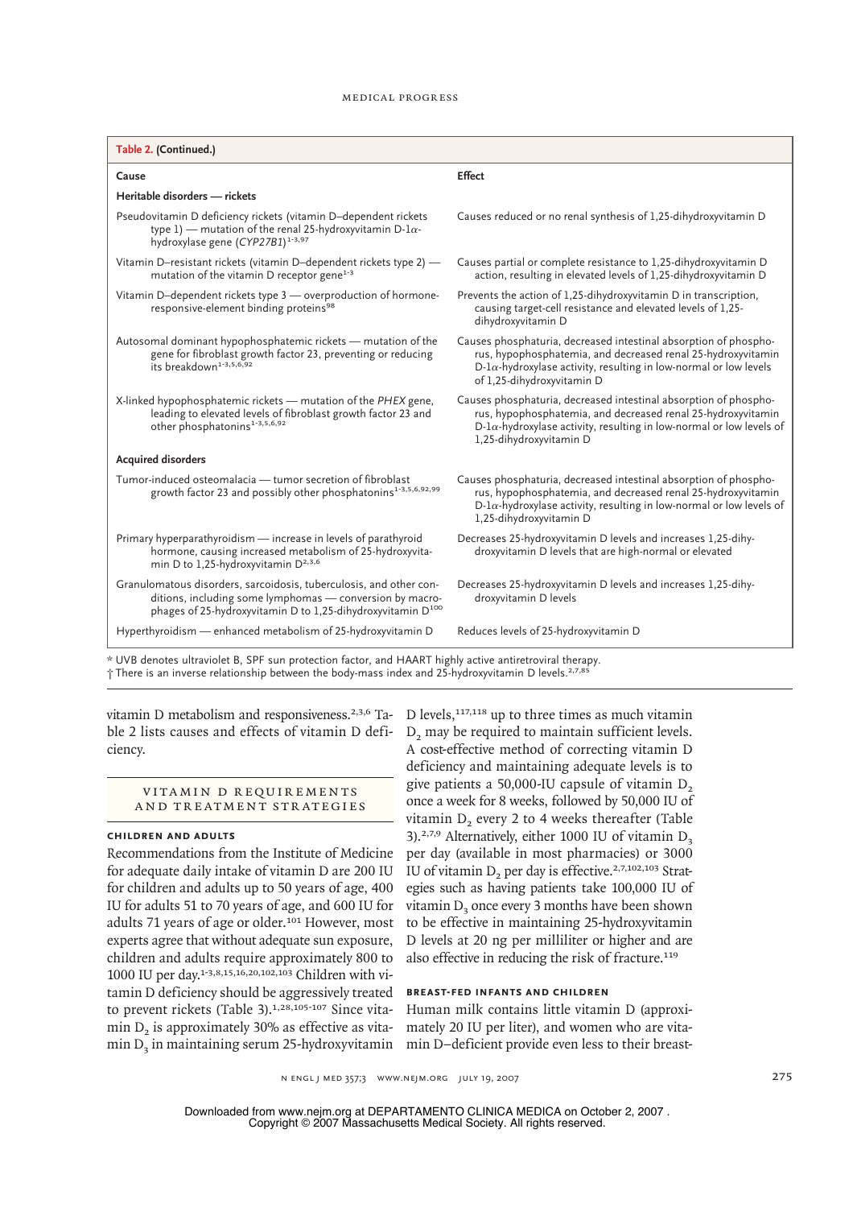**Table 2. (Continued.)**

| Cause | Effect |
|---|---|
| **Heritable disorders — rickets** | |
| Pseudovitamin D deficiency rickets (vitamin D–dependent rickets type 1) — mutation of the renal 25-hydroxyvitamin D-1α-hydroxylase gene (*CYP27B1*)[1-3,97] | Causes reduced or no renal synthesis of 1,25-dihydroxyvitamin D |
| Vitamin D–resistant rickets (vitamin D–dependent rickets type 2) — mutation of the vitamin D receptor gene[1-3] | Causes partial or complete resistance to 1,25-dihydroxyvitamin D action, resulting in elevated levels of 1,25-dihydroxyvitamin D |
| Vitamin D–dependent rickets type 3 — overproduction of hormone-responsive-element binding proteins[98] | Prevents the action of 1,25-dihydroxyvitamin D in transcription, causing target-cell resistance and elevated levels of 1,25-dihydroxyvitamin D |
| Autosomal dominant hypophosphatemic rickets — mutation of the gene for fibroblast growth factor 23, preventing or reducing its breakdown[1-3,5,6,92] | Causes phosphaturia, decreased intestinal absorption of phosphorus, hypophosphatemia, and decreased renal 25-hydroxyvitamin D-1α-hydroxylase activity, resulting in low-normal or low levels of 1,25-dihydroxyvitamin D |
| X-linked hypophosphatemic rickets — mutation of the *PHEX* gene, leading to elevated levels of fibroblast growth factor 23 and other phosphatonins[1-3,5,6,92] | Causes phosphaturia, decreased intestinal absorption of phosphorus, and decreased renal 25-hydroxyvitamin D-1α-hydroxylase activity, resulting in low-normal or low levels of 1,25-dihydroxyvitamin D |
| **Acquired disorders** | |
| Tumor-induced osteomalacia — tumor secretion of fibroblast growth factor 23 and possibly other phosphatonins[1-3,5,6,92,99] | Causes phosphaturia, decreased intestinal absorption of phosphorus, hypophosphatemia, and decreased renal 25-hydroxyvitamin D-1α-hydroxylase activity, resulting in low-normal or low levels of 1,25-dihydroxyvitamin D |
| Primary hyperparathyroidism — increase in levels of parathyroid hormone, causing increased metabolism of 25-hydroxyvitamin D to 1,25-hydroxyvitamin D[2,3,6] | Decreases 25-hydroxyvitamin D levels and increases 1,25-dihydroxyvitamin D levels that are high-normal or elevated |
| Granulomatous disorders, sarcoidosis, tuberculosis, and other conditions, including some lymphomas — conversion by macrophages of 25-hydroxyvitamin D to 1,25-dihydroxyvitamin D[100] | Decreases 25-hydroxyvitamin D levels and increases 1,25-dihydroxyvitamin D levels |
| Hyperthyroidism — enhanced metabolism of 25-hydroxyvitamin D | Reduces levels of 25-hydroxyvitamin D |

\* UVB denotes ultraviolet B, SPF sun protection factor, and HAART highly active antiretroviral therapy.
† There is an inverse relationship between the body-mass index and 25-hydroxyvitamin D levels.[2,7,85]

vitamin D metabolism and responsiveness.[2,3,6] Table 2 lists causes and effects of vitamin D deficiency.

## Vitamin D Requirements and Treatment Strategies

### Children and Adults

Recommendations from the Institute of Medicine for adequate daily intake of vitamin D are 200 IU for children and adults up to 50 years of age, 400 IU for adults 51 to 70 years of age, and 600 IU for adults 71 years of age or older.[101] However, most experts agree that without adequate sun exposure, children and adults require approximately 800 to 1000 IU per day.[1-3,8,15,16,20,102,103] Children with vitamin D deficiency should be aggressively treated to prevent rickets (Table 3).[1,28,105-107] Since vitamin $D_2$ is approximately 30% as effective as vitamin $D_3$ in maintaining serum 25-hydroxyvitamin D levels,[117,118] up to three times as much vitamin $D_2$ may be required to maintain sufficient levels. A cost-effective method of correcting vitamin D deficiency and maintaining adequate levels is to give patients a 50,000-IU capsule of vitamin $D_2$ once a week for 8 weeks, followed by 50,000 IU of vitamin $D_2$ every 2 to 4 weeks thereafter (Table 3).[2,7,9] Alternatively, either 1000 IU of vitamin $D_3$ per day (available in most pharmacies) or 3000 IU of vitamin $D_2$ per day is effective.[2,7,102,103] Strategies such as having patients take 100,000 IU of vitamin $D_3$ once every 3 months have been shown to be effective in maintaining 25-hydroxyvitamin D levels at 20 ng per milliliter or higher and are also effective in reducing the risk of fracture.[119]

### Breast-Fed Infants and Children

Human milk contains little vitamin D (approximately 20 IU per liter), and women who are vitamin D–deficient provide even less to their breast-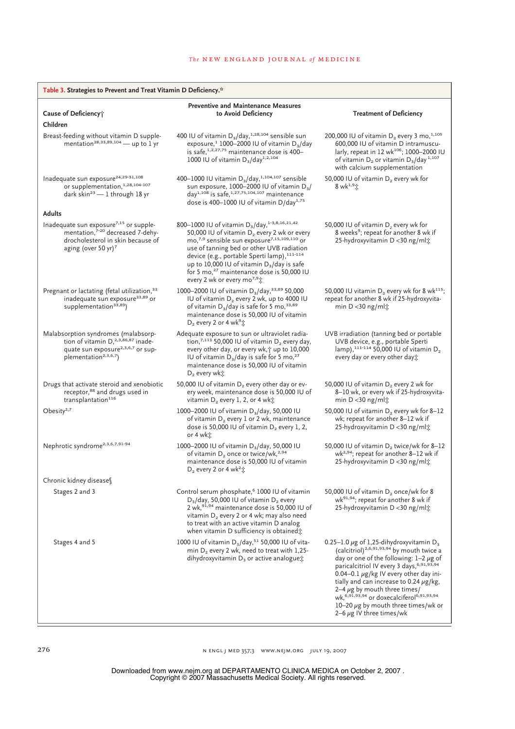**Table 3. Strategies to Prevent and Treat Vitamin D Deficiency.***

| Cause of Deficiency† | Preventive and Maintenance Measures to Avoid Deficiency | Treatment of Deficiency |
|---|---|---|
| **Children** | | |
| Breast-feeding without vitamin D supplementation[28,33,89,104] — up to 1 yr | 400 IU of vitamin $D_3$/day,[1,28,104] sensible sun exposure,[1] 1000–2000 IU of vitamin $D_3$/day is safe,[1,2,27,75] maintenance dose is 400–1000 IU of vitamin $D_3$/day[1,2,104] | 200,000 IU of vitamin $D_3$ every 3 mo,[1,105] 600,000 IU of vitamin D intramuscularly, repeat in 12 wk[106]; 1000–2000 IU of vitamin $D_2$ or vitamin $D_3$/day[1,107] with calcium supplementation |
| Inadequate sun exposure[24,29-31,108] or supplementation,[1,28,104-107] dark skin[23] — 1 through 18 yr | 400–1000 IU vitamin $D_3$/day,[1,104,107] sensible sun exposure, 1000–2000 IU of vitamin $D_3$/day[1,108] is safe,[1,27,75,104,107] maintenance dose is 400–1000 IU of vitamin D/day[1,75] | 50,000 IU of vitamin $D_2$ every wk for 8 wk[1,9]‡ |
| **Adults** | | |
| Inadequate sun exposure[7,15] or supplementation,[7-20] decreased 7-dehydrocholesterol in skin because of aging (over 50 yr)[7] | 800–1000 IU of vitamin $D_3$/day,[1-3,8,16,21,42] 50,000 IU of vitamin $D_2$ every 2 wk or every mo,[7,9] sensible sun exposure[7,15,109,110] or use of tanning bed or other UVB radiation device (e.g., portable Sperti lamp),[111-114] up to 10,000 IU of vitamin $D_3$/day is safe for 5 mo,[27] maintenance dose is 50,000 IU every 2 wk or every mo[7,9]‡ | 50,000 IU of vitamin $D_2$ every wk for 8 weeks[9]; repeat for another 8 wk if 25-hydroxyvitamin D <30 ng/ml‡ |
| Pregnant or lactating (fetal utilization,[33] inadequate sun exposure[33,89] or supplementation[33,89]) | 1000–2000 IU of vitamin $D_3$/day,[33,89] 50,000 IU of vitamin $D_2$ every 2 wk, up to 4000 IU of vitamin $D_3$/day is safe for 5 mo,[33,89] maintenance dose is 50,000 IU of vitamin $D_2$ every 2 or 4 wk[9]‡ | 50,000 IU vitamin $D_2$ every wk for 8 wk[115]; repeat for another 8 wk if 25-hydroxyvitamin D <30 ng/ml‡ |
| Malabsorption syndromes (malabsorption of vitamin D,[2,3,86,87] inadequate sun exposure[2,3,6,7] or supplementation[2,3,6,7]) | Adequate exposure to sun or ultraviolet radiation,[7,113] 50,000 IU of vitamin $D_2$ every day, every other day, or every wk,† up to 10,000 IU of vitamin $D_3$/day is safe for 5 mo,[27] maintenance dose is 50,000 IU of vitamin $D_2$ every wk‡ | UVB irradiation (tanning bed or portable UVB device, e.g., portable Sperti lamp),[111-114] 50,000 IU of vitamin $D_2$ every day or every other day‡ |
| Drugs that activate steroid and xenobiotic receptor,[88] and drugs used in transplantation[116] | 50,000 IU of vitamin $D_2$ every other day or every week, maintenance dose is 50,000 IU of vitamin $D_2$ every 1, 2, or 4 wk‡ | 50,000 IU of vitamin $D_2$ every 2 wk for 8–10 wk, or every wk if 25-hydroxyvitamin D <30 ng/ml‡ |
| Obesity[2,7] | 1000–2000 IU of vitamin $D_3$/day, 50,000 IU of vitamin $D_2$ every 1 or 2 wk, maintenance dose is 50,000 IU of vitamin $D_2$ every 1, 2, or 4 wk‡ | 50,000 IU of vitamin $D_2$ every wk for 8–12 wk; repeat for another 8–12 wk if 25-hydroxyvitamin D <30 ng/ml‡ |
| Nephrotic syndrome[2,3,6,7,91-94] | 1000–2000 IU of vitamin $D_3$/day, 50,000 IU of vitamin $D_2$ once or twice/wk,[2,94] maintenance dose is 50,000 IU of vitamin $D_2$ every 2 or 4 wk[2]‡ | 50,000 IU of vitamin $D_2$ twice/wk for 8–12 wk[2,94]; repeat for another 8–12 wk if 25-hydroxyvitamin D <30 ng/ml‡ |
| Chronic kidney disease§ | | |
| Stages 2 and 3 | Control serum phosphate,[6] 1000 IU of vitamin $D_3$/day, 50,000 IU of vitamin $D_2$ every 2 wk,[91,94] maintenance dose is 50,000 IU of vitamin $D_2$ every 2 or 4 wk; may also need to treat with an active vitamin D analog when vitamin D sufficiency is obtained‡ | 50,000 IU of vitamin $D_2$ once/wk for 8 wk[91,94]; repeat for another 8 wk if 25-hydroxyvitamin D <30 ng/ml‡ |
| Stages 4 and 5 | 1000 IU of vitamin $D_3$/day,[51] 50,000 IU of vitamin $D_2$ every 2 wk, need to treat with 1,25-dihydroxyvitamin $D_3$ or active analogue‡ | 0.25–1.0 μg of 1,25-dihydroxyvitamin $D_3$ (calcitriol)[2,6,91,93,94] by mouth twice a day or one of the following: 1–2 μg of paricalcitriol IV every 3 days,[6,91,93,94] 0.04–0.1 μg/kg IV every other day initially and can increase to 0.24 μg/kg, 2–4 μg by mouth three times/wk,[6,91,93,94] or doxecalciferol[6,91,93,94] 10–20 μg by mouth three times/wk or 2–6 μg IV three times/wk |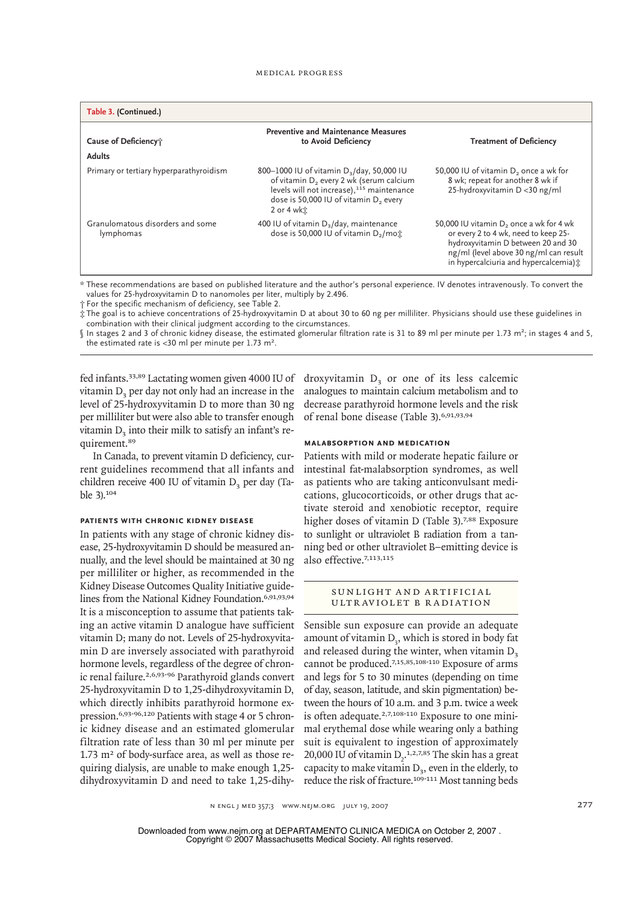**Table 3. (Continued.)**

| Cause of Deficiency† | Preventive and Maintenance Measures to Avoid Deficiency | Treatment of Deficiency |
|---|---|---|
| **Adults** | | |
| Primary or tertiary hyperparathyroidism | 800–1000 IU of vitamin $D_3$/day, 50,000 IU of vitamin $D_2$ every 2 wk (serum calcium levels will not increase),[115] maintenance dose is 50,000 IU of vitamin $D_2$ every 2 or 4 wk‡ | 50,000 IU of vitamin $D_2$ once a wk for 8 wk; repeat for another 8 wk if 25-hydroxyvitamin D <30 ng/ml |
| Granulomatous disorders and some lymphomas | 400 IU of vitamin $D_3$/day, maintenance dose is 50,000 IU of vitamin $D_2$/mo‡ | 50,000 IU vitamin $D_2$ once a wk for 4 wk or every 2 to 4 wk, need to keep 25-hydroxyvitamin D between 20 and 30 ng/ml (level above 30 ng/ml can result in hypercalciuria and hypercalcemia)‡ |

\* These recommendations are based on published literature and the author's personal experience. IV denotes intravenously. To convert the values for 25-hydroxyvitamin D to nanomoles per liter, multiply by 2.496.

† For the specific mechanism of deficiency, see Table 2.

‡ The goal is to achieve concentrations of 25-hydroxyvitamin D at about 30 to 60 ng per milliliter. Physicians should use these guidelines in combination with their clinical judgment according to the circumstances.

§ In stages 2 and 3 of chronic kidney disease, the estimated glomerular filtration rate is 31 to 89 ml per minute per 1.73 m²; in stages 4 and 5, the estimated rate is <30 ml per minute per 1.73 m².

fed infants.[33,89] Lactating women given 4000 IU of vitamin $D_3$ per day not only had an increase in the level of 25-hydroxyvitamin D to more than 30 ng per milliliter but were also able to transfer enough vitamin $D_3$ into their milk to satisfy an infant's requirement.[89]

In Canada, to prevent vitamin D deficiency, current guidelines recommend that all infants and children receive 400 IU of vitamin $D_3$ per day (Table 3).[104]

### Patients with Chronic Kidney Disease

In patients with any stage of chronic kidney disease, 25-hydroxyvitamin D should be measured annually, and the level should be maintained at 30 ng per milliliter or higher, as recommended in the Kidney Disease Outcomes Quality Initiative guidelines from the National Kidney Foundation.[6,91,93,94] It is a misconception to assume that patients taking an active vitamin D analogue have sufficient vitamin D; many do not. Levels of 25-hydroxyvitamin D are inversely associated with parathyroid hormone levels, regardless of the degree of chronic renal failure.[2,6,93-96] Parathyroid glands convert 25-hydroxyvitamin D to 1,25-dihydroxyvitamin D, which directly inhibits parathyroid hormone expression.[6,93-96,120] Patients with stage 4 or 5 chronic kidney disease and an estimated glomerular filtration rate of less than 30 ml per minute per 1.73 m² of body-surface area, as well as those requiring dialysis, are unable to make enough 1,25-dihydroxyvitamin D and need to take 1,25-dihydroxyvitamin $D_3$ or one of its less calcemic analogues to maintain calcium metabolism and to decrease parathyroid hormone levels and the risk of renal bone disease (Table 3).[6,91,93,94]

### Malabsorption and Medication

Patients with mild or moderate hepatic failure or intestinal fat-malabsorption syndromes, as well as patients who are taking anticonvulsant medications, glucocorticoids, or other drugs that activate steroid and xenobiotic receptor, require higher doses of vitamin D (Table 3).[7,88] Exposure to sunlight or ultraviolet B radiation from a tanning bed or other ultraviolet B–emitting device is also effective.[7,113,115]

## Sunlight and Artificial Ultraviolet B Radiation

Sensible sun exposure can provide an adequate amount of vitamin $D_3$, which is stored in body fat and released during the winter, when vitamin $D_3$ cannot be produced.[7,15,85,108-110] Exposure of arms and legs for 5 to 30 minutes (depending on time of day, season, latitude, and skin pigmentation) between the hours of 10 a.m. and 3 p.m. twice a week is often adequate.[2,7,108-110] Exposure to one minimal erythemal dose while wearing only a bathing suit is equivalent to ingestion of approximately 20,000 IU of vitamin $D_2$.[1,2,7,85] The skin has a great capacity to make vitamin $D_3$, even in the elderly, to reduce the risk of fracture.[109-111] Most tanning beds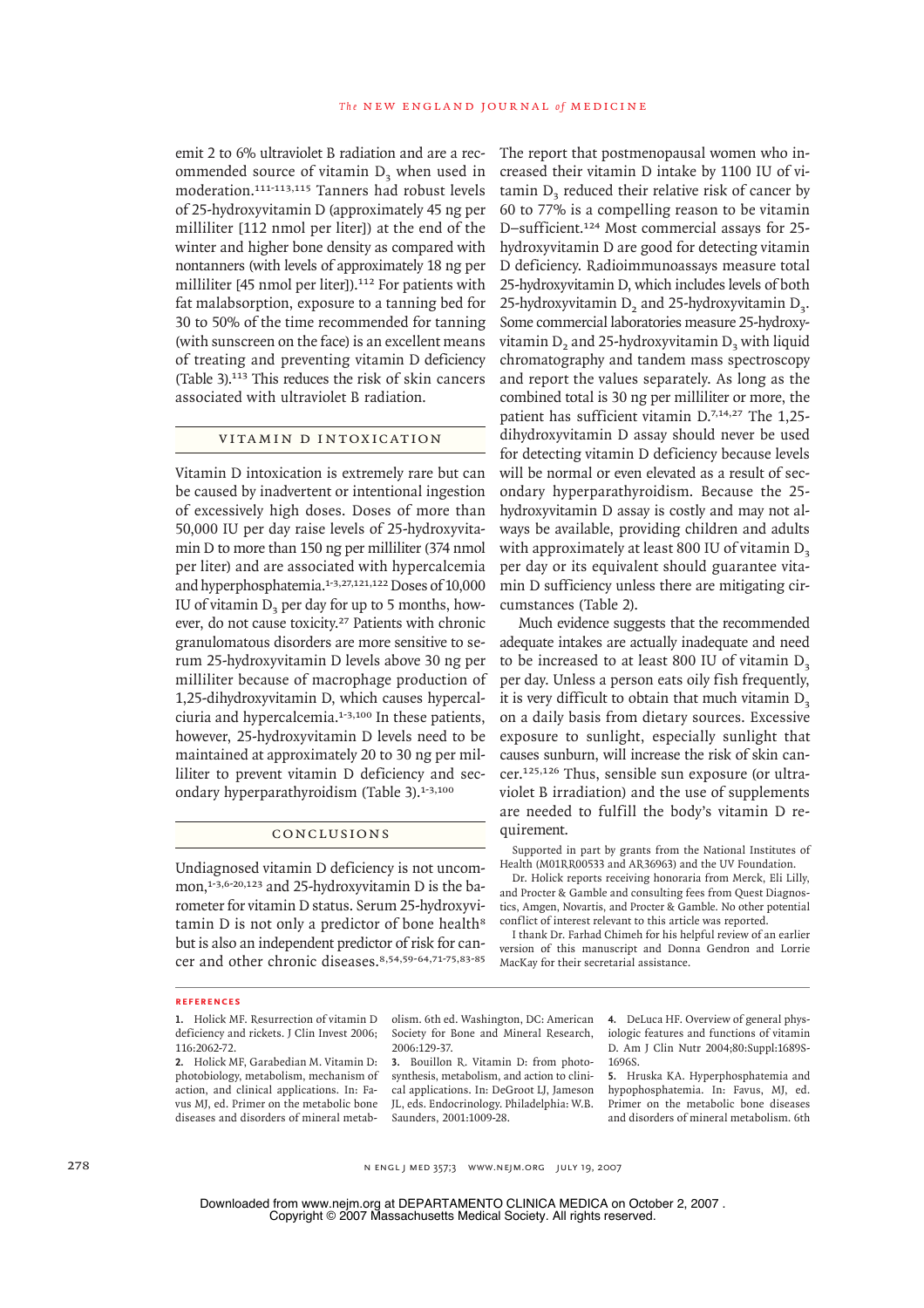emit 2 to 6% ultraviolet B radiation and are a recommended source of vitamin $D_3$ when used in moderation.[111-113,115] Tanners had robust levels of 25-hydroxyvitamin D (approximately 45 ng per milliliter [112 nmol per liter]) at the end of the winter and higher bone density as compared with nontanners (with levels of approximately 18 ng per milliliter [45 nmol per liter]).[112] For patients with fat malabsorption, exposure to a tanning bed for 30 to 50% of the time recommended for tanning (with sunscreen on the face) is an excellent means of treating and preventing vitamin D deficiency (Table 3).[113] This reduces the risk of skin cancers associated with ultraviolet B radiation.

## Vitamin D Intoxication

Vitamin D intoxication is extremely rare but can be caused by inadvertent or intentional ingestion of excessively high doses. Doses of more than 50,000 IU per day raise levels of 25-hydroxyvitamin D to more than 150 ng per milliliter (374 nmol per liter) and are associated with hypercalcemia and hyperphosphatemia.[1-3,27,121,122] Doses of 10,000 IU of vitamin $D_3$ per day for up to 5 months, however, do not cause toxicity.[27] Patients with chronic granulomatous disorders are more sensitive to serum 25-hydroxyvitamin D levels above 30 ng per milliliter because of macrophage production of 1,25-dihydroxyvitamin D, which causes hypercalciuria and hypercalcemia.[1-3,100] In these patients, however, 25-hydroxyvitamin D levels need to be maintained at approximately 20 to 30 ng per milliliter to prevent vitamin D deficiency and secondary hyperparathyroidism (Table 3).[1-3,100]

## Conclusions

Undiagnosed vitamin D deficiency is not uncommon,[1-3,6-20,123] and 25-hydroxyvitamin D is the barometer for vitamin D status. Serum 25-hydroxyvitamin D is not only a predictor of bone health[8] but is also an independent predictor of risk for cancer and other chronic diseases.[8,54,59-64,71-75,83-85] The report that postmenopausal women who increased their vitamin D intake by 1100 IU of vitamin $D_3$ reduced their relative risk of cancer by 60 to 77% is a compelling reason to be vitamin D–sufficient.[124] Most commercial assays for 25-hydroxyvitamin D are good for detecting vitamin D deficiency. Radioimmunoassays measure total 25-hydroxyvitamin D, which includes levels of both 25-hydroxyvitamin $D_2$ and 25-hydroxyvitamin $D_3$. Some commercial laboratories measure 25-hydroxyvitamin $D_2$ and 25-hydroxyvitamin $D_3$ with liquid chromatography and tandem mass spectroscopy and report the values separately. As long as the combined total is 30 ng per milliliter or more, the patient has sufficient vitamin D.[7,14,27] The 1,25-dihydroxyvitamin D assay should never be used for detecting vitamin D deficiency because levels will be normal or even elevated as a result of secondary hyperparathyroidism. Because the 25-hydroxyvitamin D assay is costly and may not always be available, providing children and adults with approximately at least 800 IU of vitamin $D_3$ per day or its equivalent should guarantee vitamin D sufficiency unless there are mitigating circumstances (Table 2).

Much evidence suggests that the recommended adequate intakes are actually inadequate and need to be increased to at least 800 IU of vitamin $D_3$ per day. Unless a person eats oily fish frequently, it is very difficult to obtain that much vitamin $D_3$ on a daily basis from dietary sources. Excessive exposure to sunlight, especially sunlight that causes sunburn, will increase the risk of skin cancer.[125,126] Thus, sensible sun exposure (or ultraviolet B irradiation) and the use of supplements are needed to fulfill the body's vitamin D requirement.

Supported in part by grants from the National Institutes of Health (M01RR00533 and AR36963) and the UV Foundation.

Dr. Holick reports receiving honoraria from Merck, Eli Lilly, and Procter & Gamble and consulting fees from Quest Diagnostics, Amgen, Novartis, and Procter & Gamble. No other potential conflict of interest relevant to this article was reported.

I thank Dr. Farhad Chimeh for his helpful review of an earlier version of this manuscript and Donna Gendron and Lorrie MacKay for their secretarial assistance.

## References

1. Holick MF. Resurrection of vitamin D deficiency and rickets. J Clin Invest 2006;116:2062-72.
2. Holick MF, Garabedian M. Vitamin D: photobiology, metabolism, mechanism of action, and clinical applications. In: Favus MJ, ed. Primer on the metabolic bone diseases and disorders of mineral metabolism. 6th ed. Washington, DC: American Society for Bone and Mineral Research, 2006:129-37.
3. Bouillon R. Vitamin D: from photosynthesis, metabolism, and action to clinical applications. In: DeGroot LJ, Jameson JL, eds. Endocrinology. Philadelphia: W.B. Saunders, 2001:1009-28.
4. DeLuca HF. Overview of general physiologic features and functions of vitamin D. Am J Clin Nutr 2004;80:Suppl:1689S-1696S.
5. Hruska KA. Hyperphosphatemia and hypophosphatemia. In: Favus, MJ, ed. Primer on the metabolic bone diseases and disorders of mineral metabolism. 6th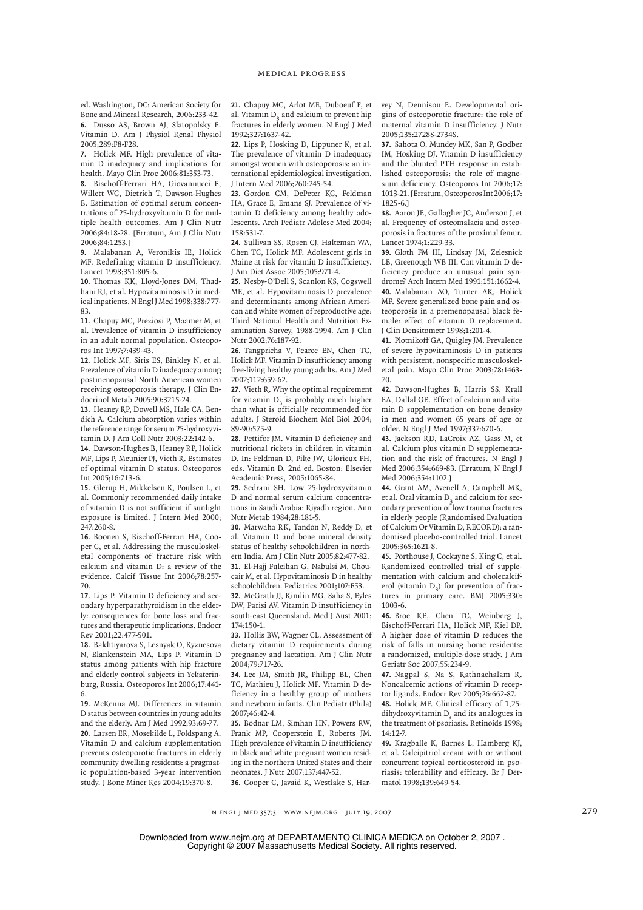ed. Washington, DC: American Society for Bone and Mineral Research, 2006:233-42.

6. Dusso AS, Brown AJ, Slatopolsky E. Vitamin D. Am J Physiol Renal Physiol 2005;289:F8-F28.

7. Holick MF. High prevalence of vitamin D inadequacy and implications for health. Mayo Clin Proc 2006;81:353-73.

8. Bischoff-Ferrari HA, Giovannucci E, Willett WC, Dietrich T, Dawson-Hughes B. Estimation of optimal serum concentrations of 25-hydroxyvitamin D for multiple health outcomes. Am J Clin Nutr 2006;84:18-28. [Erratum, Am J Clin Nutr 2006;84:1253.]

9. Malabanan A, Veronikis IE, Holick MF. Redefining vitamin D insufficiency. Lancet 1998;351:805-6.

10. Thomas KK, Lloyd-Jones DM, Thadhani RI, et al. Hypovitaminosis D in medical inpatients. N Engl J Med 1998;338:777-83.

11. Chapuy MC, Preziosi P, Maamer M, et al. Prevalence of vitamin D insufficiency in an adult normal population. Osteoporos Int 1997;7:439-43.

12. Holick MF, Siris ES, Binkley N, et al. Prevalence of vitamin D inadequacy among postmenopausal North American women receiving osteoporosis therapy. J Clin Endocrinol Metab 2005;90:3215-24.

13. Heaney RP, Dowell MS, Hale CA, Bendich A. Calcium absorption varies within the reference range for serum 25-hydroxyvitamin D. J Am Coll Nutr 2003;22:142-6.

14. Dawson-Hughes B, Heaney RP, Holick MF, Lips P, Meunier PJ, Vieth R. Estimates of optimal vitamin D status. Osteoporos Int 2005;16:713-6.

15. Glerup H, Mikkelsen K, Poulsen L, et al. Commonly recommended daily intake of vitamin D is not sufficient if sunlight exposure is limited. J Intern Med 2000;247:260-8.

16. Boonen S, Bischoff-Ferrari HA, Cooper C, et al. Addressing the musculoskeletal components of fracture risk with calcium and vitamin D: a review of the evidence. Calcif Tissue Int 2006;78:257-70.

17. Lips P. Vitamin D deficiency and secondary hyperparathyroidism in the elderly: consequences for bone loss and fractures and therapeutic implications. Endocr Rev 2001;22:477-501.

18. Bakhtiyarova S, Lesnyak O, Kyznesova N, Blankenstein MA, Lips P. Vitamin D status among patients with hip fracture and elderly control subjects in Yekaterinburg, Russia. Osteoporos Int 2006;17:441-6.

19. McKenna MJ. Differences in vitamin D status between countries in young adults and the elderly. Am J Med 1992;93:69-77.

20. Larsen ER, Mosekilde L, Foldspang A. Vitamin D and calcium supplementation prevents osteoporotic fractures in elderly community dwelling residents: a pragmatic population-based 3-year intervention study. J Bone Miner Res 2004;19:370-8.

21. Chapuy MC, Arlot ME, Duboeuf F, et al. Vitamin $D_3$ and calcium to prevent hip fractures in elderly women. N Engl J Med 1992;327:1637-42.

22. Lips P, Hosking D, Lippuner K, et al. The prevalence of vitamin D inadequacy amongst women with osteoporosis: an international epidemiological investigation. J Intern Med 2006;260:245-54.

23. Gordon CM, DePeter KC, Feldman HA, Grace E, Emans SJ. Prevalence of vitamin D deficiency among healthy adolescents. Arch Pediatr Adolesc Med 2004;158:531-7.

24. Sullivan SS, Rosen CJ, Halteman WA, Chen TC, Holick MF. Adolescent girls in Maine at risk for vitamin D insufficiency. J Am Diet Assoc 2005;105:971-4.

25. Nesby-O'Dell S, Scanlon KS, Cogswell ME, et al. Hypovitaminosis D prevalence and determinants among African American and white women of reproductive age: Third National Health and Nutrition Examination Survey, 1988-1994. Am J Clin Nutr 2002;76:187-92.

26. Tangpricha V, Pearce EN, Chen TC, Holick MF. Vitamin D insufficiency among free-living healthy young adults. Am J Med 2002;112:659-62.

27. Vieth R. Why the optimal requirement for vitamin $D_3$ is probably much higher than what is officially recommended for adults. J Steroid Biochem Mol Biol 2004;89-90:575-9.

28. Pettifor JM. Vitamin D deficiency and nutritional rickets in children in vitamin D. In: Feldman D, Pike JW, Glorieux FH, eds. Vitamin D. 2nd ed. Boston: Elsevier Academic Press, 2005:1065-84.

29. Sedrani SH. Low 25-hydroxyvitamin D and normal serum calcium concentrations in Saudi Arabia: Riyadh region. Ann Nutr Metab 1984;28:181-5.

30. Marwaha RK, Tandon N, Reddy D, et al. Vitamin D and bone mineral density status of healthy schoolchildren in northern India. Am J Clin Nutr 2005;82:477-82.

31. El-Hajj Fuleihan G, Nabulsi M, Choucair M, et al. Hypovitaminosis D in healthy schoolchildren. Pediatrics 2001;107:E53.

32. McGrath JJ, Kimlin MG, Saha S, Eyles DW, Parisi AV. Vitamin D insufficiency in south-east Queensland. Med J Aust 2001;174:150-1.

33. Hollis BW, Wagner CL. Assessment of dietary vitamin D requirements during pregnancy and lactation. Am J Clin Nutr 2004;79:717-26.

34. Lee JM, Smith JR, Philipp BL, Chen TC, Mathieu J, Holick MF. Vitamin D deficiency in a healthy group of mothers and newborn infants. Clin Pediatr (Phila) 2007;46:42-4.

35. Bodnar LM, Simhan HN, Powers RW, Frank MP, Cooperstein E, Roberts JM. High prevalence of vitamin D insufficiency in black and white pregnant women residing in the northern United States and their neonates. J Nutr 2007;137:447-52.

36. Cooper C, Javaid K, Westlake S, Harvey N, Dennison E. Developmental origins of osteoporotic fracture: the role of maternal vitamin D insufficiency. J Nutr 2005;135:2728S-2734S.

37. Sahota O, Mundey MK, San P, Godber IM, Hosking DJ. Vitamin D insufficiency and the blunted PTH response in established osteoporosis: the role of magnesium deficiency. Osteoporos Int 2006;17:1013-21. [Erratum, Osteoporos Int 2006;17:1825-6.]

38. Aaron JE, Gallagher JC, Anderson J, et al. Frequency of osteomalacia and osteoporosis in fractures of the proximal femur. Lancet 1974;1:229-33.

39. Gloth FM III, Lindsay JM, Zelesnick LB, Greenough WB III. Can vitamin D deficiency produce an unusual pain syndrome? Arch Intern Med 1991;151:1662-4.

40. Malabanan AO, Turner AK, Holick MF. Severe generalized bone pain and osteoporosis in a premenopausal black female: effect of vitamin D replacement. J Clin Densitometr 1998;1:201-4.

41. Plotnikoff GA, Quigley JM. Prevalence of severe hypovitaminosis D in patients with persistent, nonspecific musculoskeletal pain. Mayo Clin Proc 2003;78:1463-70.

42. Dawson-Hughes B, Harris SS, Krall EA, Dallal GE. Effect of calcium and vitamin D supplementation on bone density in men and women 65 years of age or older. N Engl J Med 1997;337:670-6.

43. Jackson RD, LaCroix AZ, Gass M, et al. Calcium plus vitamin D supplementation and the risk of fractures. N Engl J Med 2006;354:669-83. [Erratum, N Engl J Med 2006;354:1102.]

44. Grant AM, Avenell A, Campbell MK, et al. Oral vitamin $D_3$ and calcium for secondary prevention of low trauma fractures in elderly people (Randomised Evaluation of Calcium Or Vitamin D, RECORD): a randomised placebo-controlled trial. Lancet 2005;365:1621-8.

45. Porthouse J, Cockayne S, King C, et al. Randomized controlled trial of supplementation with calcium and cholecalciferol (vitamin $D_3$) for prevention of fractures in primary care. BMJ 2005;330:1003-6.

46. Broe KE, Chen TC, Weinberg J, Bischoff-Ferrari HA, Holick MF, Kiel DP. A higher dose of vitamin D reduces the risk of falls in nursing home residents: a randomized, multiple-dose study. J Am Geriatr Soc 2007;55:234-9.

47. Nagpal S, Na S, Rathnachalam R. Noncalcemic actions of vitamin D receptor ligands. Endocr Rev 2005;26:662-87.

48. Holick MF. Clinical efficacy of 1,25-dihydroxyvitamin $D_3$ and its analogues in the treatment of psoriasis. Retinoids 1998;14:12-7.

49. Kragballe K, Barnes L, Hamberg KJ, et al. Calcipitriol cream with or without concurrent topical corticosteroid in psoriasis: tolerability and efficacy. Br J Dermatol 1998;139:649-54.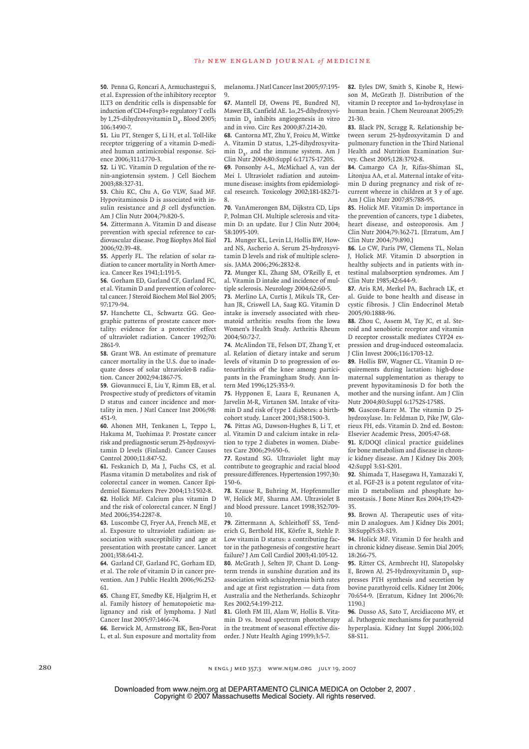50. Penna G, Roncari A, Armuchastegui S, et al. Expression of the inhibitory receptor ILT3 on dendritic cells is dispensable for induction of CD4+Foxp3+ regulatory T cells by 1,25-dihydroxyvitamin $D_3$. Blood 2005;106:3490-7.

51. Liu PT, Stenger S, Li H, et al. Toll-like receptor triggering of a vitamin D-mediated human antimicrobial response. Science 2006;311:1770-3.

52. Li YC. Vitamin D regulation of the renin-angiotensin system. J Cell Biochem 2003;88:327-31.

53. Chiu KC, Chu A, Go VLW, Saad MF. Hypovitaminosis D is associated with insulin resistance and $\beta$ cell dysfunction. Am J Clin Nutr 2004;79:820-5.

54. Zittermann A. Vitamin D and disease prevention with special reference to cardiovascular disease. Prog Biophys Mol Biol 2006;92:39-48.

55. Apperly FL. The relation of solar radiation to cancer mortality in North America. Cancer Res 1941;1:191-5.

56. Gorham ED, Garland CF, Garland FC, et al. Vitamin D and prevention of colorectal cancer. J Steroid Biochem Mol Biol 2005;97:179-94.

57. Hanchette CL, Schwartz GG. Geographic patterns of prostate cancer mortality: evidence for a protective effect of ultraviolet radiation. Cancer 1992;70:2861-9.

58. Grant WB. An estimate of premature cancer mortality in the U.S. due to inadequate doses of solar ultraviolet-B radiation. Cancer 2002;94:1867-75.

59. Giovannucci E, Liu Y, Rimm EB, et al. Prospective study of predictors of vitamin D status and cancer incidence and mortality in men. J Natl Cancer Inst 2006;98:451-9.

60. Ahonen MH, Tenkanen L, Teppo L, Hakama M, Tuohimaa P. Prostate cancer risk and prediagnostic serum 25-hydroxyvitamin D levels (Finland). Cancer Causes Control 2000;11:847-52.

61. Feskanich D, Ma J, Fuchs CS, et al. Plasma vitamin D metabolites and risk of colorectal cancer in women. Cancer Epidemiol Biomarkers Prev 2004;13:1502-8.

62. Holick MF. Calcium plus vitamin D and the risk of colorectal cancer. N Engl J Med 2006;354:2287-8.

63. Luscombe CJ, Fryer AA, French ME, et al. Exposure to ultraviolet radiation: association with susceptibility and age at presentation with prostate cancer. Lancet 2001;358:641-2.

64. Garland CF, Garland FC, Gorham ED, et al. The role of vitamin D in cancer prevention. Am J Public Health 2006;96:252-61.

65. Chang ET, Smedby KE, Hjalgrim H, et al. Family history of hematopoietic malignancy and risk of lymphoma. J Natl Cancer Inst 2005;97:1466-74.

66. Berwick M, Armstrong BK, Ben-Porat L, et al. Sun exposure and mortality from melanoma. J Natl Cancer Inst 2005;97:195-9.

67. Mantell DJ, Owens PE, Bundred NJ, Mawer EB, Canfield AE. 1$\alpha$,25-dihydroxyvitamin $D_3$ inhibits angiogenesis in vitro and in vivo. Circ Res 2000;87:214-20.

68. Cantorna MT, Zhu Y, Froicu M, Wittke A. Vitamin D status, 1,25-dihydroxyvitamin $D_3$, and the immune system. Am J Clin Nutr 2004;80:Suppl 6:1717S-1720S.

69. Ponsonby A-L, McMichael A, van der Mei I. Ultraviolet radiation and autoimmune disease: insights from epidemiological research. Toxicology 2002;181-182:71-8.

70. VanAmerongen BM, Dijkstra CD, Lips P, Polman CH. Multiple sclerosis and vitamin D: an update. Eur J Clin Nutr 2004;58:1095-109.

71. Munger KL, Levin LI, Hollis BW, Howard NS, Ascherio A. Serum 25-hydroxyvitamin D levels and risk of multiple sclerosis. JAMA 2006;296:2832-8.

72. Munger KL, Zhang SM, O'Reilly E, et al. Vitamin D intake and incidence of multiple sclerosis. Neurology 2004;62:60-5.

73. Merlino LA, Curtis J, Mikuls TR, Cerhan JR, Criswell LA, Saag KG. Vitamin D intake is inversely associated with rheumatoid arthritis: results from the Iowa Women's Health Study. Arthritis Rheum 2004;50:72-7.

74. McAlindon TE, Felson DT, Zhang Y, et al. Relation of dietary intake and serum levels of vitamin D to progression of osteoarthritis of the knee among participants in the Framingham Study. Ann Intern Med 1996;125:353-9.

75. Hypponen E, Laara E, Reunanen A, Jarvelin M-R, Virtanen SM. Intake of vitamin D and risk of type 1 diabetes: a birth-cohort study. Lancet 2001;358:1500-3.

76. Pittas AG, Dawson-Hughes B, Li T, et al. Vitamin D and calcium intake in relation to type 2 diabetes in women. Diabetes Care 2006;29:650-6.

77. Rostand SG. Ultraviolet light may contribute to geographic and racial blood pressure differences. Hypertension 1997;30:150-6.

78. Krause R, Buhring M, Hopfenmuller W, Holick MF, Sharma AM. Ultraviolet B and blood pressure. Lancet 1998;352:709-10.

79. Zittermann A, Schleithoff SS, Tenderich G, Berthold HK, Körfre R, Stehle P. Low vitamin D status: a contributing factor in the pathogenesis of congestive heart failure? J Am Coll Cardiol 2003;41:105-12.

80. McGrath J, Selten JP, Chant D. Long-term trends in sunshine duration and its association with schizophrenia birth rates and age at first registration — data from Australia and the Netherlands. Schizophr Res 2002;54:199-212.

81. Gloth FM III, Alam W, Hollis B. Vitamin D vs. broad spectrum phototherapy in the treatment of seasonal affective disorder. J Nutr Health Aging 1999;3:5-7.

82. Eyles DW, Smith S, Kinobe R, Hewison M, McGrath JJ. Distribution of the vitamin D receptor and 1$\alpha$-hydroxylase in human brain. J Chem Neuroanat 2005;29:21-30.

83. Black PN, Scragg R. Relationship between serum 25-hydroxyvitamin D and pulmonary function in the Third National Health and Nutrition Examination Survey. Chest 2005;128:3792-8.

84. Camargo CA Jr, Rifas-Shiman SL, Litonjua AA, et al. Maternal intake of vitamin D during pregnancy and risk of recurrent wheeze in children at 3 y of age. Am J Clin Nutr 2007;85:788-95.

85. Holick MF. Vitamin D: importance in the prevention of cancers, type 1 diabetes, heart disease, and osteoporosis. Am J Clin Nutr 2004;79:362-71. [Erratum, Am J Clin Nutr 2004;79:890.]

86. Lo CW, Paris PW, Clemens TL, Nolan J, Holick MF. Vitamin D absorption in healthy subjects and in patients with intestinal malabsorption syndromes. Am J Clin Nutr 1985;42:644-9.

87. Aris RM, Merkel PA, Bachrach LK, et al. Guide to bone health and disease in cystic fibrosis. J Clin Endocrinol Metab 2005;90:1888-96.

88. Zhou C, Assem M, Tay JC, et al. Steroid and xenobiotic receptor and vitamin D receptor crosstalk mediates CYP24 expression and drug-induced osteomalacia. J Clin Invest 2006;116:1703-12.

89. Hollis BW, Wagner CL. Vitamin D requirements during lactation: high-dose maternal supplementation as therapy to prevent hypovitaminosis D for both the mother and the nursing infant. Am J Clin Nutr 2004;80:Suppl 6:1752S-1758S.

90. Gascon-Barre M. The vitamin D 25-hydroxylase. In: Feldman D, Pike JW, Glorieux FH, eds. Vitamin D. 2nd ed. Boston: Elsevier Academic Press, 2005:47-68.

91. K/DOQI clinical practice guidelines for bone metabolism and disease in chronic kidney disease. Am J Kidney Dis 2003;42:Suppl 3:S1-S201.

92. Shimada T, Hasegawa H, Yamazaki Y, et al. FGF-23 is a potent regulator of vitamin D metabolism and phosphate homeostasis. J Bone Miner Res 2004;19:429-35.

93. Brown AJ. Therapeutic uses of vitamin D analogues. Am J Kidney Dis 2001;38:Suppl5:S3-S19.

94. Holick MF. Vitamin D for health and in chronic kidney disease. Semin Dial 2005;18:266-75.

95. Ritter CS, Armbrecht HJ, Slatopolsky E, Brown AJ. 25-Hydroxyvitamin $D_3$ suppresses PTH synthesis and secretion by bovine parathyroid cells. Kidney Int 2006;70:654-9. [Erratum, Kidney Int 2006;70:1190.]

96. Dusso AS, Sato T, Arcidiacono MV, et al. Pathogenic mechanisms for parathyroid hyperplasia. Kidney Int Suppl 2006;102:S8-S11.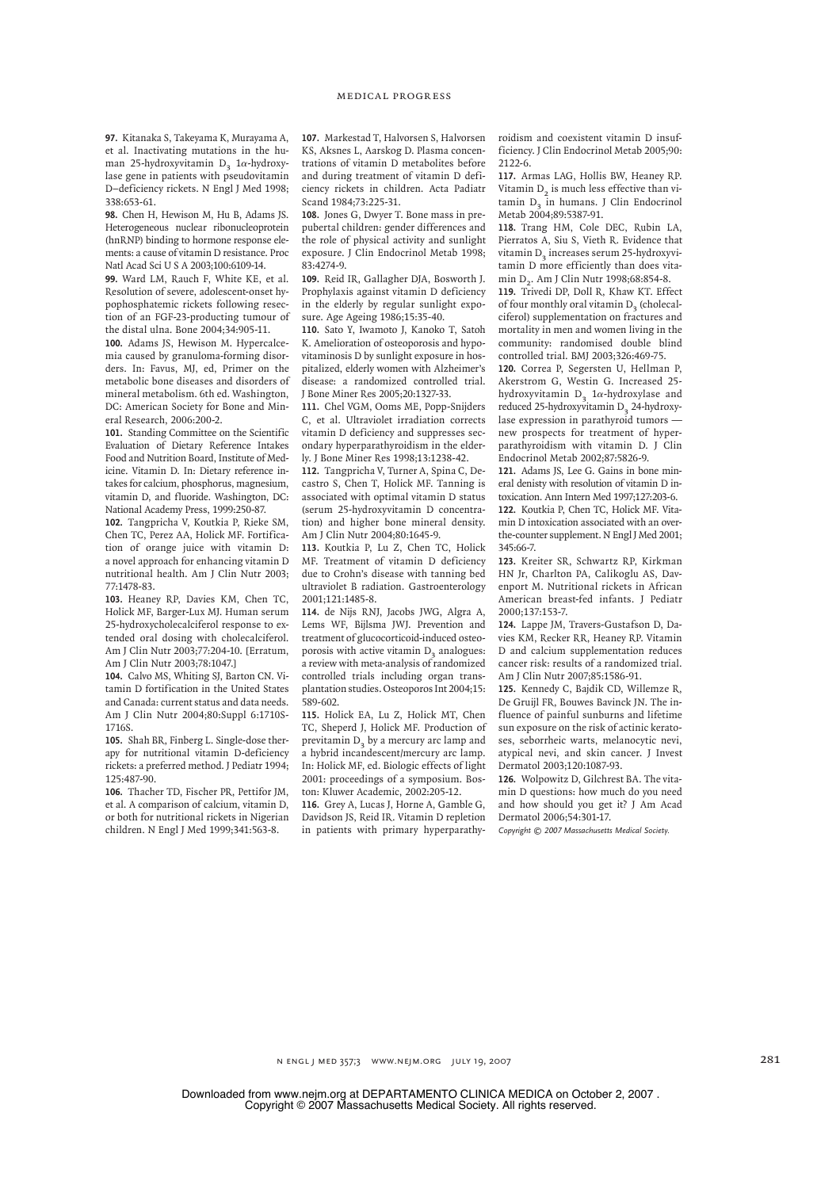97. Kitanaka S, Takeyama K, Murayama A, et al. Inactivating mutations in the human 25-hydroxyvitamin $D_3$ 1α-hydroxylase gene in patients with pseudovitamin D–deficiency rickets. N Engl J Med 1998; 338:653-61.

98. Chen H, Hewison M, Hu B, Adams JS. Heterogeneous nuclear ribonucleoprotein (hnRNP) binding to hormone response elements: a cause of vitamin D resistance. Proc Natl Acad Sci U S A 2003;100:6109-14.

99. Ward LM, Rauch F, White KE, et al. Resolution of severe, adolescent-onset hypophosphatemic rickets following resection of an FGF-23-producing tumour of the distal ulna. Bone 2004;34:905-11.

100. Adams JS, Hewison M. Hypercalcemia caused by granuloma-forming disorders. In: Favus, MJ, ed, Primer on the metabolic bone diseases and disorders of mineral metabolism. 6th ed. Washington, DC: American Society for Bone and Mineral Research, 2006:200-2.

101. Standing Committee on the Scientific Evaluation of Dietary Reference Intakes Food and Nutrition Board, Institute of Medicine. Vitamin D. In: Dietary reference intakes for calcium, phosphorus, magnesium, vitamin D, and fluoride. Washington, DC: National Academy Press, 1999:250-87.

102. Tangpricha V, Koutkia P, Rieke SM, Chen TC, Perez AA, Holick MF. Fortification of orange juice with vitamin D: a novel approach for enhancing vitamin D nutritional health. Am J Clin Nutr 2003; 77:1478-83.

103. Heaney RP, Davies KM, Chen TC, Holick MF, Barger-Lux MJ. Human serum 25-hydroxycholecalciferol response to extended oral dosing with cholecalciferol. Am J Clin Nutr 2003;77:204-10. [Erratum, Am J Clin Nutr 2003;78:1047.]

104. Calvo MS, Whiting SJ, Barton CN. Vitamin D fortification in the United States and Canada: current status and data needs. Am J Clin Nutr 2004;80:Suppl 6:1710S-1716S.

105. Shah BR, Finberg L. Single-dose therapy for nutritional vitamin D-deficiency rickets: a preferred method. J Pediatr 1994; 125:487-90.

106. Thacher TD, Fischer PR, Pettifor JM, et al. A comparison of calcium, vitamin D, or both for nutritional rickets in Nigerian children. N Engl J Med 1999;341:563-8.

107. Markestad T, Halvorsen S, Halvorsen KS, Aksnes L, Aarskog D. Plasma concentrations of vitamin D metabolites before and during treatment of vitamin D deficiency rickets in children. Acta Paediatr Scand 1984;73:225-31.

108. Jones G, Dwyer T. Bone mass in prepubertal children: gender differences and the role of physical activity and sunlight exposure. J Clin Endocrinol Metab 1998; 83:4274-9.

109. Reid IR, Gallagher DJA, Bosworth J. Prophylaxis against vitamin D deficiency in the elderly by regular sunlight exposure. Age Ageing 1986;15:35-40.

110. Sato Y, Iwamoto J, Kanoko T, Satoh K. Amelioration of osteoporosis and hypovitaminosis D by sunlight exposure in hospitalized, elderly women with Alzheimer's disease: a randomized controlled trial. J Bone Miner Res 2005;20:1327-33.

111. Chel VGM, Ooms ME, Popp-Snijders C, et al. Ultraviolet irradiation corrects vitamin D deficiency and suppresses secondary hyperparathyroidism in the elderly. J Bone Miner Res 1998;13:1238-42.

112. Tangpricha V, Turner A, Spina C, Decastro S, Chen T, Holick MF. Tanning is associated with optimal vitamin D status (serum 25-hydroxyvitamin D concentration) and higher bone mineral density. Am J Clin Nutr 2004;80:1645-9.

113. Koutkia P, Lu Z, Chen TC, Holick MF. Treatment of vitamin D deficiency due to Crohn's disease with tanning bed ultraviolet B radiation. Gastroenterology 2001;121:1485-8.

114. de Nijs RNJ, Jacobs JWG, Algra A, Lems WF, Bijlsma JWJ. Prevention and treatment of glucocorticoid-induced osteoporosis with active vitamin $D_3$ analogues: a review with meta-analysis of randomized controlled trials including organ transplantation studies. Osteoporos Int 2004;15: 589-602.

115. Holick EA, Lu Z, Holick MT, Chen TC, Sheperd J, Holick MF. Production of previtamin $D_3$ by a mercury arc lamp and a hybrid incandescent/mercury arc lamp. In: Holick MF, ed. Biologic effects of light 2001: proceedings of a symposium. Boston: Kluwer Academic, 2002:205-12.

116. Grey A, Lucas J, Horne A, Gamble G, Davidson JS, Reid IR. Vitamin D repletion in patients with primary hyperparathyroidism and coexistent vitamin D insufficiency. J Clin Endocrinol Metab 2005;90: 2122-6.

117. Armas LAG, Hollis BW, Heaney RP. Vitamin $D_2$ is much less effective than vitamin $D_3$ in humans. J Clin Endocrinol Metab 2004;89:5387-91.

118. Trang HM, Cole DEC, Rubin LA, Pierratos A, Siu S, Vieth R. Evidence that vitamin $D_3$ increases serum 25-hydroxyvitamin D more efficiently than does vitamin $D_2$. Am J Clin Nutr 1998;68:854-8.

119. Trivedi DP, Doll R, Khaw KT. Effect of four monthly oral vitamin $D_3$ (cholecalciferol) supplementation on fractures and mortality in men and women living in the community: randomised double blind controlled trial. BMJ 2003;326:469-75.

120. Correa P, Segersten U, Hellman P, Akerstrom G, Westin G. Increased 25-hydroxyvitamin $D_3$ 1α-hydroxylase and reduced 25-hydroxyvitamin $D_3$ 24-hydroxylase expression in parathyroid tumors — new prospects for treatment of hyperparathyroidism with vitamin D. J Clin Endocrinol Metab 2002;87:5826-9.

121. Adams JS, Lee G. Gains in bone mineral denisty with resolution of vitamin D intoxication. Ann Intern Med 1997;127:203-6.

122. Koutkia P, Chen TC, Holick MF. Vitamin D intoxication associated with an over-the-counter supplement. N Engl J Med 2001; 345:66-7.

123. Kreiter SR, Schwartz RP, Kirkman HN Jr, Charlton PA, Calikoglu AS, Davenport M. Nutritional rickets in African American breast-fed infants. J Pediatr 2000;137:153-7.

124. Lappe JM, Travers-Gustafson D, Davies KM, Recker RR, Heaney RP. Vitamin D and calcium supplementation reduces cancer risk: results of a randomized trial. Am J Clin Nutr 2007;85:1586-91.

125. Kennedy C, Bajdik CD, Willemze R, De Gruijl FR, Bouwes Bavinck JN. The influence of painful sunburns and lifetime sun exposure on the risk of actinic keratoses, seborrheic warts, melanocytic nevi, atypical nevi, and skin cancer. J Invest Dermatol 2003;120:1087-93.

126. Wolpowitz D, Gilchrest BA. The vitamin D questions: how much do you need and how should you get it? J Am Acad Dermatol 2006;54:301-17.

*Copyright © 2007 Massachusetts Medical Society.*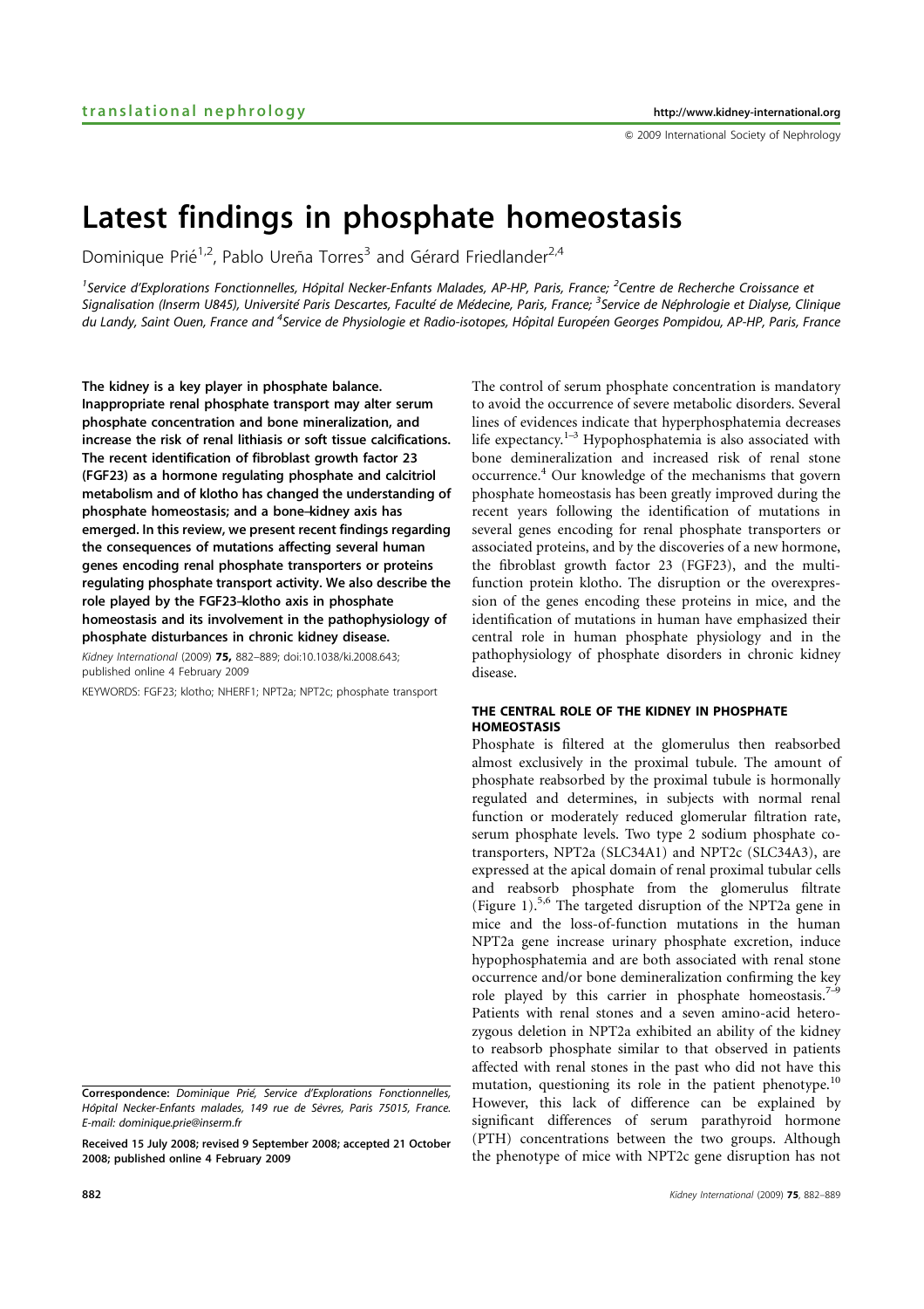# Latest findings in phosphate homeostasis

Dominique Prié[1,2], Pablo Ureña Torres[3] and Gérard Friedlander[2,4]

[1]Service d'Explorations Fonctionnelles, Hôpital Necker-Enfants Malades, AP-HP, Paris, France; [2]Centre de Recherche Croissance et Signalisation (Inserm U845), Université Paris Descartes, Faculté de Médecine, Paris, France; [3]Service de Néphrologie et Dialyse, Clinique du Landy, Saint Ouen, France and [4]Service de Physiologie et Radio-isotopes, Hôpital Européen Georges Pompidou, AP-HP, Paris, France

**The kidney is a key player in phosphate balance. Inappropriate renal phosphate transport may alter serum phosphate concentration and bone mineralization, and increase the risk of renal lithiasis or soft tissue calcifications. The recent identification of fibroblast growth factor 23 (FGF23) as a hormone regulating phosphate and calcitriol metabolism and of klotho has changed the understanding of phosphate homeostasis; and a bone–kidney axis has emerged. In this review, we present recent findings regarding the consequences of mutations affecting several human genes encoding renal phosphate transporters or proteins regulating phosphate transport activity. We also describe the role played by the FGF23–klotho axis in phosphate homeostasis and its involvement in the pathophysiology of phosphate disturbances in chronic kidney disease.**

*Kidney International* (2009) **75,** 882–889; doi:10.1038/ki.2008.643; published online 4 February 2009

KEYWORDS: FGF23; klotho; NHERF1; NPT2a; NPT2c; phosphate transport

Correspondence: *Dominique Prié, Service d'Explorations Fonctionnelles, Hôpital Necker-Enfants malades, 149 rue de Sèvres, Paris 75015, France. E-mail: dominique.prie@inserm.fr*

Received 15 July 2008; revised 9 September 2008; accepted 21 October 2008; published online 4 February 2009

The control of serum phosphate concentration is mandatory to avoid the occurrence of severe metabolic disorders. Several lines of evidences indicate that hyperphosphatemia decreases life expectancy.[1–3] Hypophosphatemia is also associated with bone demineralization and increased risk of renal stone occurrence.[4] Our knowledge of the mechanisms that govern phosphate homeostasis has been greatly improved during the recent years following the identification of mutations in several genes encoding for renal phosphate transporters or associated proteins, and by the discoveries of a new hormone, the fibroblast growth factor 23 (FGF23), and the multifunction protein klotho. The disruption or the overexpression of the genes encoding these proteins in mice, and the identification of mutations in human have emphasized their central role in human phosphate physiology and in the pathophysiology of phosphate disorders in chronic kidney disease.

## THE CENTRAL ROLE OF THE KIDNEY IN PHOSPHATE HOMEOSTASIS

Phosphate is filtered at the glomerulus then reabsorbed almost exclusively in the proximal tubule. The amount of phosphate reabsorbed by the proximal tubule is hormonally regulated and determines, in subjects with normal renal function or moderately reduced glomerular filtration rate, serum phosphate levels. Two type 2 sodium phosphate co-transporters, NPT2a (SLC34A1) and NPT2c (SLC34A3), are expressed at the apical domain of renal proximal tubular cells and reabsorb phosphate from the glomerulus filtrate (Figure 1).[5,6] The targeted disruption of the NPT2a gene in mice and the loss-of-function mutations in the human NPT2a gene increase urinary phosphate excretion, induce hypophosphatemia and are both associated with renal stone occurrence and/or bone demineralization confirming the key role played by this carrier in phosphate homeostasis.[7–9] Patients with renal stones and a seven amino-acid heterozygous deletion in NPT2a exhibited an ability of the kidney to reabsorb phosphate similar to that observed in patients affected with renal stones in the past who did not have this mutation, questioning its role in the patient phenotype.[10] However, this lack of difference can be explained by significant differences of serum parathyroid hormone (PTH) concentrations between the two groups. Although the phenotype of mice with NPT2c gene disruption has not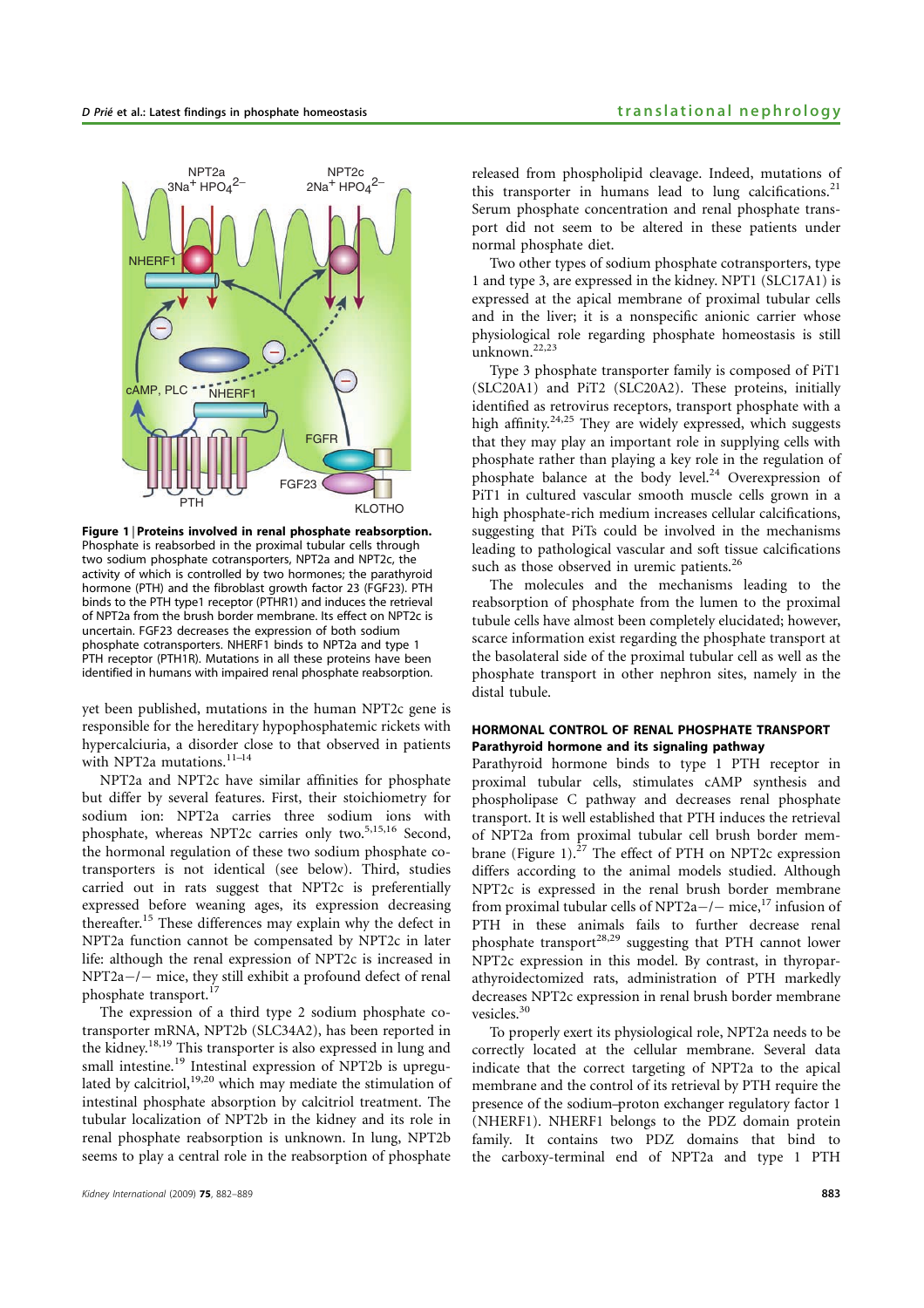Figure 1 | Proteins involved in renal phosphate reabsorption. Phosphate is reabsorbed in the proximal tubular cells through two sodium phosphate cotransporters, NPT2a and NPT2c, the activity of which is controlled by two hormones; the parathyroid hormone (PTH) and the fibroblast growth factor 23 (FGF23). PTH binds to the PTH type1 receptor (PTHR1) and induces the retrieval of NPT2a from the brush border membrane. Its effect on NPT2c is uncertain. FGF23 decreases the expression of both sodium phosphate cotransporters. NHERF1 binds to NPT2a and type 1 PTH receptor (PTH1R). Mutations in all these proteins have been identified in humans with impaired renal phosphate reabsorption.

yet been published, mutations in the human NPT2c gene is responsible for the hereditary hypophosphatemic rickets with hypercalciuria, a disorder close to that observed in patients with NPT2a mutations.[11–14]

NPT2a and NPT2c have similar affinities for phosphate but differ by several features. First, their stoichiometry for sodium ion: NPT2a carries three sodium ions with phosphate, whereas NPT2c carries only two.[5,15,16] Second, the hormonal regulation of these two sodium phosphate cotransporters is not identical (see below). Third, studies carried out in rats suggest that NPT2c is preferentially expressed before weaning ages, its expression decreasing thereafter.[15] These differences may explain why the defect in NPT2a function cannot be compensated by NPT2c in later life: although the renal expression of NPT2c is increased in NPT2a−/− mice, they still exhibit a profound defect of renal phosphate transport.[17]

The expression of a third type 2 sodium phosphate cotransporter mRNA, NPT2b (SLC34A2), has been reported in the kidney.[18,19] This transporter is also expressed in lung and small intestine.[19] Intestinal expression of NPT2b is upregulated by calcitriol,[19,20] which may mediate the stimulation of intestinal phosphate absorption by calcitriol treatment. The tubular localization of NPT2b in the kidney and its role in renal phosphate reabsorption is unknown. In lung, NPT2b seems to play a central role in the reabsorption of phosphate released from phospholipid cleavage. Indeed, mutations of this transporter in humans lead to lung calcifications.[21] Serum phosphate concentration and renal phosphate transport did not seem to be altered in these patients under normal phosphate diet.

Two other types of sodium phosphate cotransporters, type 1 and type 3, are expressed in the kidney. NPT1 (SLC17A1) is expressed at the apical membrane of proximal tubular cells and in the liver; it is a nonspecific anionic carrier whose physiological role regarding phosphate homeostasis is still unknown.[22,23]

Type 3 phosphate transporter family is composed of PiT1 (SLC20A1) and PiT2 (SLC20A2). These proteins, initially identified as retrovirus receptors, transport phosphate with a high affinity.[24,25] They are widely expressed, which suggests that they may play an important role in supplying cells with phosphate rather than playing a key role in the regulation of phosphate balance at the body level.[24] Overexpression of PiT1 in cultured vascular smooth muscle cells grown in a high phosphate-rich medium increases cellular calcifications, suggesting that PiTs could be involved in the mechanisms leading to pathological vascular and soft tissue calcifications such as those observed in uremic patients.[26]

The molecules and the mechanisms leading to the reabsorption of phosphate from the lumen to the proximal tubule cells have almost been completely elucidated; however, scarce information exist regarding the phosphate transport at the basolateral side of the proximal tubular cell as well as the phosphate transport in other nephron sites, namely in the distal tubule.

## HORMONAL CONTROL OF RENAL PHOSPHATE TRANSPORT

### Parathyroid hormone and its signaling pathway

Parathyroid hormone binds to type 1 PTH receptor in proximal tubular cells, stimulates cAMP synthesis and phospholipase C pathway and decreases renal phosphate transport. It is well established that PTH induces the retrieval of NPT2a from proximal tubular cell brush border membrane (Figure 1).[27] The effect of PTH on NPT2c expression differs according to the animal models studied. Although NPT2c is expressed in the renal brush border membrane from proximal tubular cells of NPT2a−/− mice,[17] infusion of PTH in these animals fails to further decrease renal phosphate transport[28,29] suggesting that PTH cannot lower NPT2c expression in this model. By contrast, in thyroparathyroidectomized rats, administration of PTH markedly decreases NPT2c expression in renal brush border membrane vesicles.[30]

To properly exert its physiological role, NPT2a needs to be correctly located at the cellular membrane. Several data indicate that the correct targeting of NPT2a to the apical membrane and the control of its retrieval by PTH require the presence of the sodium–proton exchanger regulatory factor 1 (NHERF1). NHERF1 belongs to the PDZ domain protein family. It contains two PDZ domains that bind to the carboxy-terminal end of NPT2a and type 1 PTH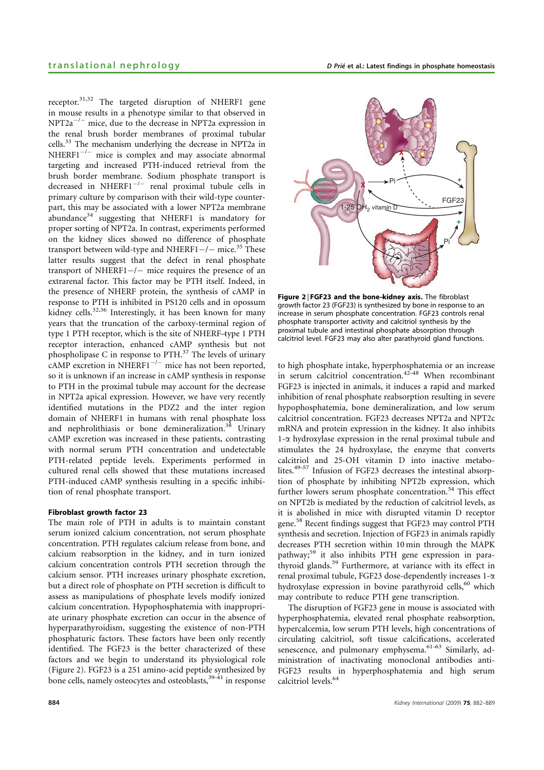receptor.[31,32] The targeted disruption of NHERF1 gene in mouse results in a phenotype similar to that observed in NPT2a$^{-/-}$ mice, due to the decrease in NPT2a expression in the renal brush border membranes of proximal tubular cells.[33] The mechanism underlying the decrease in NPT2a in NHERF1$^{-/-}$ mice is complex and may associate abnormal targeting and increased PTH-induced retrieval from the brush border membrane. Sodium phosphate transport is decreased in NHERF1$^{-/-}$ renal proximal tubule cells in primary culture by comparison with their wild-type counterpart, this may be associated with a lower NPT2a membrane abundance[34] suggesting that NHERF1 is mandatory for proper sorting of NPT2a. In contrast, experiments performed on the kidney slices showed no difference of phosphate transport between wild-type and NHERF1−/− mice.[35] These latter results suggest that the defect in renal phosphate transport of NHERF1−/− mice requires the presence of an extrarenal factor. This factor may be PTH itself. Indeed, in the presence of NHERF protein, the synthesis of cAMP in response to PTH is inhibited in PS120 cells and in opossum kidney cells.[32,36] Interestingly, it has been known for many years that the truncation of the carboxy-terminal region of type 1 PTH receptor, which is the site of NHERF–type 1 PTH receptor interaction, enhanced cAMP synthesis but not phospholipase C in response to PTH.[37] The levels of urinary cAMP excretion in NHERF1$^{-/-}$ mice has not been reported, so it is unknown if an increase in cAMP synthesis in response to PTH in the proximal tubule may account for the decrease in NPT2a apical expression. However, we have very recently identified mutations in the PDZ2 and the inter region domain of NHERF1 in humans with renal phosphate loss and nephrolithiasis or bone demineralization.[38] Urinary cAMP excretion was increased in these patients, contrasting with normal serum PTH concentration and undetectable PTH-related peptide levels. Experiments performed in cultured renal cells showed that these mutations increased PTH-induced cAMP synthesis resulting in a specific inhibition of renal phosphate transport.

#### Fibroblast growth factor 23

The main role of PTH in adults is to maintain constant serum ionized calcium concentration, not serum phosphate concentration. PTH regulates calcium release from bone, and calcium reabsorption in the kidney, and in turn ionized calcium concentration controls PTH secretion through the calcium sensor. PTH increases urinary phosphate excretion, but a direct role of phosphate on PTH secretion is difficult to assess as manipulations of phosphate levels modify ionized calcium concentration. Hypophosphatemia with inappropriate urinary phosphate excretion can occur in the absence of hyperparathyroidism, suggesting the existence of non-PTH phosphaturic factors. These factors have been only recently identified. The FGF23 is the better characterized of these factors and we begin to understand its physiological role (Figure 2). FGF23 is a 251 amino-acid peptide synthesized by bone cells, namely osteocytes and osteoblasts,[39–41] in response to high phosphate intake, hyperphosphatemia or an increase in serum calcitriol concentration.[42–48] When recombinant FGF23 is injected in animals, it induces a rapid and marked inhibition of renal phosphate reabsorption resulting in severe hypophosphatemia, bone demineralization, and low serum calcitriol concentration. FGF23 decreases NPT2a and NPT2c mRNA and protein expression in the kidney. It also inhibits 1-α hydroxylase expression in the renal proximal tubule and stimulates the 24 hydroxylase, the enzyme that converts calcitriol and 25-OH vitamin D into inactive metabolites.[49–57] Infusion of FGF23 decreases the intestinal absorption of phosphate by inhibiting NPT2b expression, which further lowers serum phosphate concentration.[54] This effect on NPT2b is mediated by the reduction of calcitriol levels, as it is abolished in mice with disrupted vitamin D receptor gene.[58] Recent findings suggest that FGF23 may control PTH synthesis and secretion. Injection of FGF23 in animals rapidly decreases PTH secretion within 10 min through the MAPK pathway;[59] it also inhibits PTH gene expression in parathyroid glands.[59] Furthermore, at variance with its effect in renal proximal tubule, FGF23 dose-dependently increases 1-α hydroxylase expression in bovine parathyroid cells,[60] which may contribute to reduce PTH gene transcription.

**Figure 2 | FGF23 and the bone-kidney axis.** The fibroblast growth factor 23 (FGF23) is synthesized by bone in response to an increase in serum phosphate concentration. FGF23 controls renal phosphate transporter activity and calcitriol synthesis by the proximal tubule and intestinal phosphate absorption through calcitriol level. FGF23 may also alter parathyroid gland functions.

The disruption of FGF23 gene in mouse is associated with hyperphosphatemia, elevated renal phosphate reabsorption, hypercalcemia, low serum PTH levels, high concentrations of circulating calcitriol, soft tissue calcifications, accelerated senescence, and pulmonary emphysema.[61–63] Similarly, administration of inactivating monoclonal antibodies anti-FGF23 results in hyperphosphatemia and high serum calcitriol levels.[64]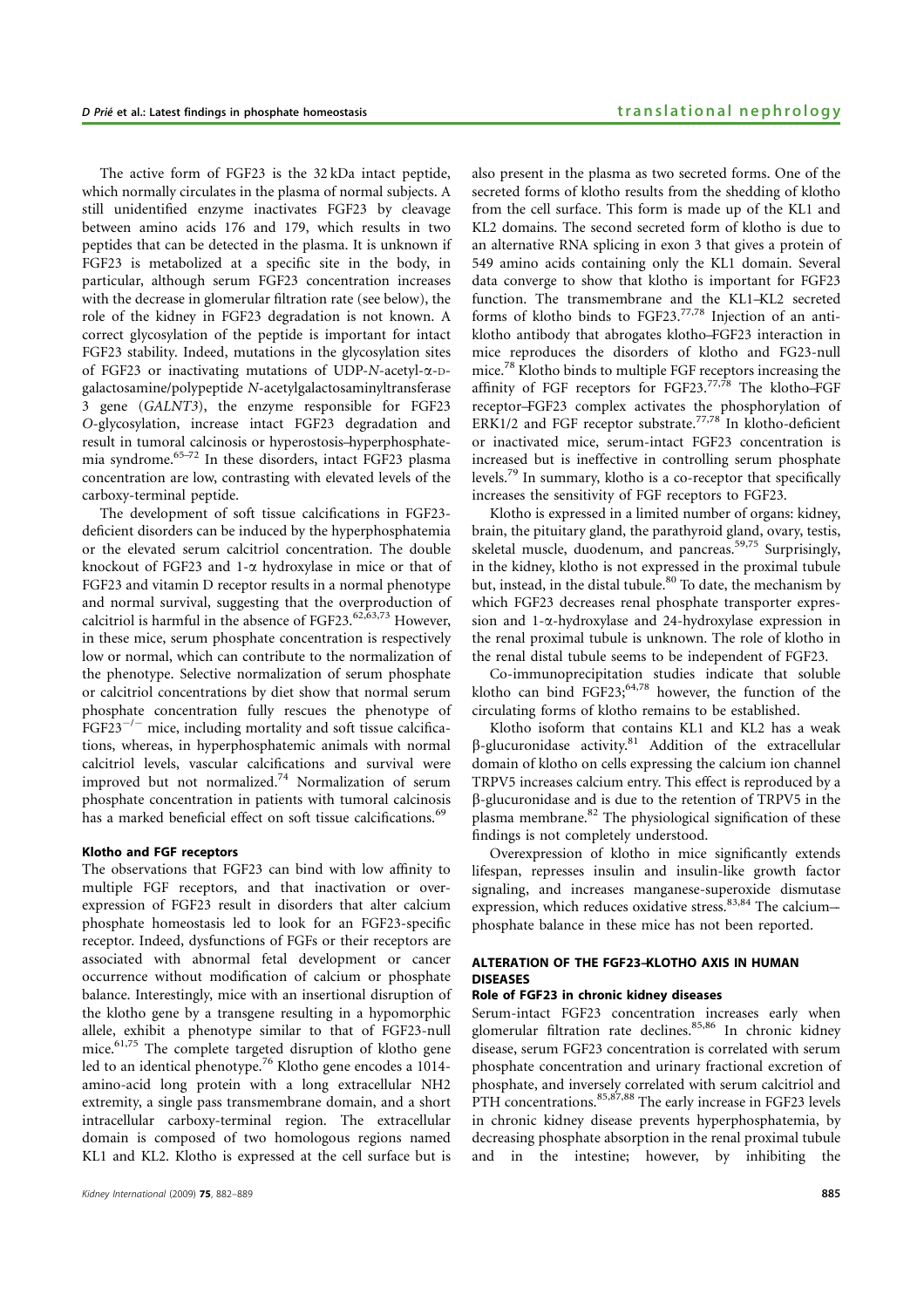The active form of FGF23 is the 32 kDa intact peptide, which normally circulates in the plasma of normal subjects. A still unidentified enzyme inactivates FGF23 by cleavage between amino acids 176 and 179, which results in two peptides that can be detected in the plasma. It is unknown if FGF23 is metabolized at a specific site in the body, in particular, although serum FGF23 concentration increases with the decrease in glomerular filtration rate (see below), the role of the kidney in FGF23 degradation is not known. A correct glycosylation of the peptide is important for intact FGF23 stability. Indeed, mutations in the glycosylation sites of FGF23 or inactivating mutations of UDP-*N*-acetyl-α-D-galactosamine/polypeptide *N*-acetylgalactosaminyltransferase 3 gene (*GALNT3*), the enzyme responsible for FGF23 *O*-glycosylation, increase intact FGF23 degradation and result in tumoral calcinosis or hyperostosis–hyperphosphatemia syndrome.[65–72] In these disorders, intact FGF23 plasma concentration are low, contrasting with elevated levels of the carboxy-terminal peptide.

The development of soft tissue calcifications in FGF23-deficient disorders can be induced by the hyperphosphatemia or the elevated serum calcitriol concentration. The double knockout of FGF23 and 1-α hydroxylase in mice or that of FGF23 and vitamin D receptor results in a normal phenotype and normal survival, suggesting that the overproduction of calcitriol is harmful in the absence of FGF23.[62,63,73] However, in these mice, serum phosphate concentration is respectively low or normal, which can contribute to the normalization of the phenotype. Selective normalization of serum phosphate or calcitriol concentrations by diet show that normal serum phosphate concentration fully rescues the phenotype of $FGF23^{-/-}$ mice, including mortality and soft tissue calcifications, whereas, in hyperphosphatemic animals with normal calcitriol levels, vascular calcifications and survival were improved but not normalized.[74] Normalization of serum phosphate concentration in patients with tumoral calcinosis has a marked beneficial effect on soft tissue calcifications.[69]

#### Klotho and FGF receptors

The observations that FGF23 can bind with low affinity to multiple FGF receptors, and that inactivation or overexpression of FGF23 result in disorders that alter calcium phosphate homeostasis led to look for an FGF23-specific receptor. Indeed, dysfunctions of FGFs or their receptors are associated with abnormal fetal development or cancer occurrence without modification of calcium or phosphate balance. Interestingly, mice with an insertional disruption of the klotho gene by a transgene resulting in a hypomorphic allele, exhibit a phenotype similar to that of FGF23-null mice.[61,75] The complete targeted disruption of klotho gene led to an identical phenotype.[76] Klotho gene encodes a 1014-amino-acid long protein with a long extracellular NH2 extremity, a single pass transmembrane domain, and a short intracellular carboxy-terminal region. The extracellular domain is composed of two homologous regions named KL1 and KL2. Klotho is expressed at the cell surface but is also present in the plasma as two secreted forms. One of the secreted forms of klotho results from the shedding of klotho from the cell surface. This form is made up of the KL1 and KL2 domains. The second secreted form of klotho is due to an alternative RNA splicing in exon 3 that gives a protein of 549 amino acids containing only the KL1 domain. Several data converge to show that klotho is important for FGF23 function. The transmembrane and the KL1–KL2 secreted forms of klotho binds to FGF23.[77,78] Injection of an anti-klotho antibody that abrogates klotho–FGF23 interaction in mice reproduces the disorders of klotho and FG23-null mice.[78] Klotho binds to multiple FGF receptors increasing the affinity of FGF receptors for FGF23.[77,78] The klotho–FGF receptor–FGF23 complex activates the phosphorylation of ERK1/2 and FGF receptor substrate.[77,78] In klotho-deficient or inactivated mice, serum-intact FGF23 concentration is increased but is ineffective in controlling serum phosphate levels.[79] In summary, klotho is a co-receptor that specifically increases the sensitivity of FGF receptors to FGF23.

Klotho is expressed in a limited number of organs: kidney, brain, the pituitary gland, the parathyroid gland, ovary, testis, skeletal muscle, duodenum, and pancreas.[59,75] Surprisingly, in the kidney, klotho is not expressed in the proximal tubule but, instead, in the distal tubule.[80] To date, the mechanism by which FGF23 decreases renal phosphate transporter expression and 1-α-hydroxylase and 24-hydroxylase expression in the renal proximal tubule is unknown. The role of klotho in the renal distal tubule seems to be independent of FGF23.

Co-immunoprecipitation studies indicate that soluble klotho can bind FGF23;[64,78] however, the function of the circulating forms of klotho remains to be established.

Klotho isoform that contains KL1 and KL2 has a weak β-glucuronidase activity.[81] Addition of the extracellular domain of klotho on cells expressing the calcium ion channel TRPV5 increases calcium entry. This effect is reproduced by a β-glucuronidase and is due to the retention of TRPV5 in the plasma membrane.[82] The physiological signification of these findings is not completely understood.

Overexpression of klotho in mice significantly extends lifespan, represses insulin and insulin-like growth factor signaling, and increases manganese-superoxide dismutase expression, which reduces oxidative stress.[83,84] The calcium–phosphate balance in these mice has not been reported.

### ALTERATION OF THE FGF23–KLOTHO AXIS IN HUMAN DISEASES

#### Role of FGF23 in chronic kidney diseases

Serum-intact FGF23 concentration increases early when glomerular filtration rate declines.[85,86] In chronic kidney disease, serum FGF23 concentration is correlated with serum phosphate concentration and urinary fractional excretion of phosphate, and inversely correlated with serum calcitriol and PTH concentrations.[85,87,88] The early increase in FGF23 levels in chronic kidney disease prevents hyperphosphatemia, by decreasing phosphate absorption in the renal proximal tubule and in the intestine; however, by inhibiting the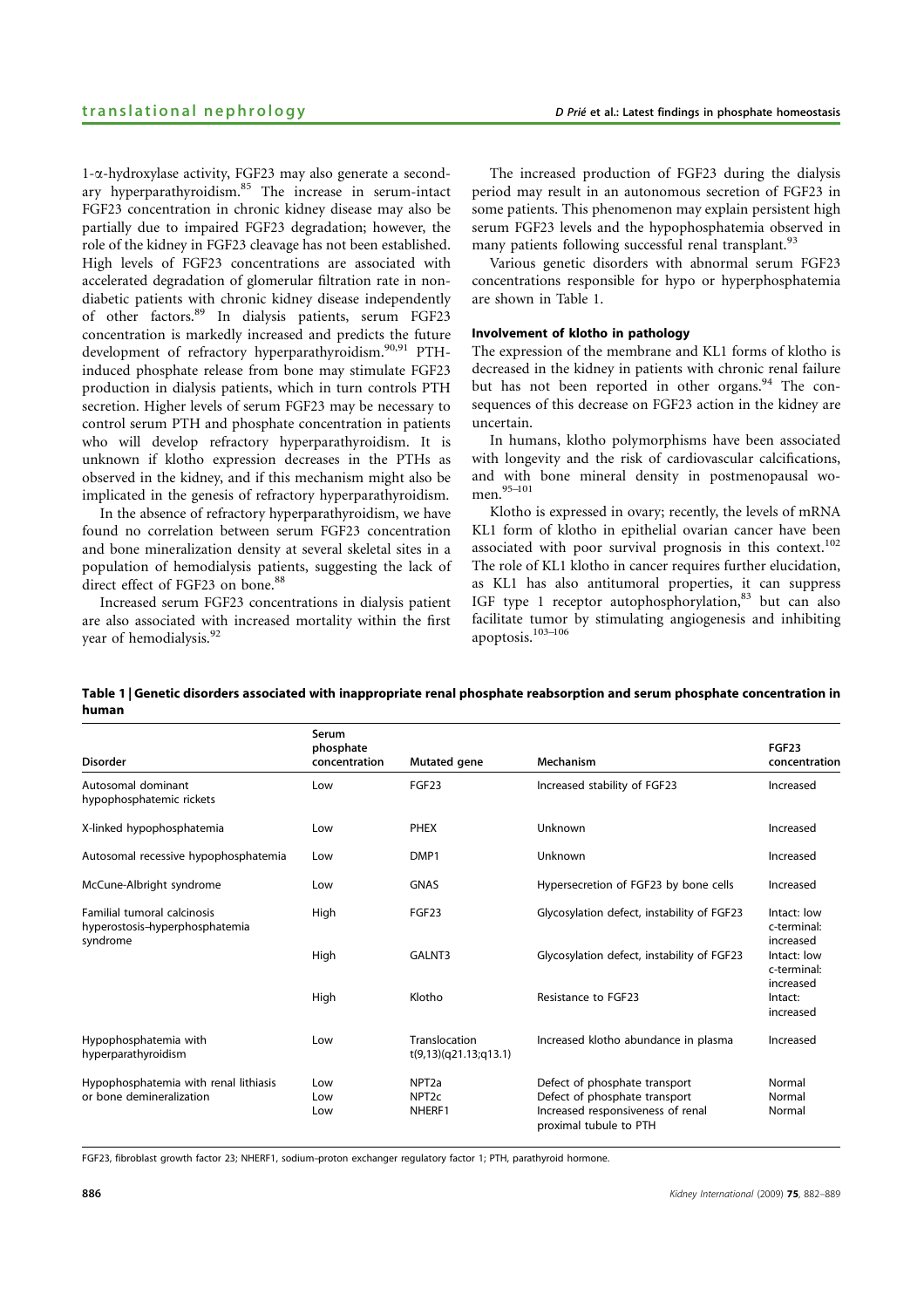1-α-hydroxylase activity, FGF23 may also generate a secondary hyperparathyroidism.[85] The increase in serum-intact FGF23 concentration in chronic kidney disease may also be partially due to impaired FGF23 degradation; however, the role of the kidney in FGF23 cleavage has not been established. High levels of FGF23 concentrations are associated with accelerated degradation of glomerular filtration rate in non-diabetic patients with chronic kidney disease independently of other factors.[89] In dialysis patients, serum FGF23 concentration is markedly increased and predicts the future development of refractory hyperparathyroidism.[90,91] PTH-induced phosphate release from bone may stimulate FGF23 production in dialysis patients, which in turn controls PTH secretion. Higher levels of serum FGF23 may be necessary to control serum PTH and phosphate concentration in patients who will develop refractory hyperparathyroidism. It is unknown if klotho expression decreases in the PTHs as observed in the kidney, and if this mechanism might also be implicated in the genesis of refractory hyperparathyroidism.

In the absence of refractory hyperparathyroidism, we have found no correlation between serum FGF23 concentration and bone mineralization density at several skeletal sites in a population of hemodialysis patients, suggesting the lack of direct effect of FGF23 on bone.[88]

Increased serum FGF23 concentrations in dialysis patient are also associated with increased mortality within the first year of hemodialysis.[92]

The increased production of FGF23 during the dialysis period may result in an autonomous secretion of FGF23 in some patients. This phenomenon may explain persistent high serum FGF23 levels and the hypophosphatemia observed in many patients following successful renal transplant.[93]

Various genetic disorders with abnormal serum FGF23 concentrations responsible for hypo or hyperphosphatemia are shown in Table 1.

#### Involvement of klotho in pathology

The expression of the membrane and KL1 forms of klotho is decreased in the kidney in patients with chronic renal failure but has not been reported in other organs.[94] The consequences of this decrease on FGF23 action in the kidney are uncertain.

In humans, klotho polymorphisms have been associated with longevity and the risk of cardiovascular calcifications, and with bone mineral density in postmenopausal women.[95–101]

Klotho is expressed in ovary; recently, the levels of mRNA KL1 form of klotho in epithelial ovarian cancer have been associated with poor survival prognosis in this context.[102] The role of KL1 klotho in cancer requires further elucidation, as KL1 has also antitumoral properties, it can suppress IGF type 1 receptor autophosphorylation,[83] but can also facilitate tumor by stimulating angiogenesis and inhibiting apoptosis.[103–106]

**Table 1 | Genetic disorders associated with inappropriate renal phosphate reabsorption and serum phosphate concentration in human**

| Disorder | Serum phosphate concentration | Mutated gene | Mechanism | FGF23 concentration |
|---|---|---|---|---|
| Autosomal dominant hypophosphatemic rickets | Low | FGF23 | Increased stability of FGF23 | Increased |
| X-linked hypophosphatemia | Low | PHEX | Unknown | Increased |
| Autosomal recessive hypophosphatemia | Low | DMP1 | Unknown | Increased |
| McCune-Albright syndrome | Low | GNAS | Hypersecretion of FGF23 by bone cells | Increased |
| Familial tumoral calcinosis hyperostosis–hyperphosphatemia syndrome | High | FGF23 | Glycosylation defect, instability of FGF23 | Intact: low c-terminal: increased |
| | High | GALNT3 | Glycosylation defect, instability of FGF23 | Intact: low c-terminal: increased |
| | High | Klotho | Resistance to FGF23 | Intact: increased |
| Hypophosphatemia with hyperparathyroidism | Low | Translocation t(9,13)(q21.13;q13.1) | Increased klotho abundance in plasma | Increased |
| Hypophosphatemia with renal lithiasis or bone demineralization | Low | NPT2a | Defect of phosphate transport | Normal |
| | Low | NPT2c | Defect of phosphate transport | Normal |
| | Low | NHERF1 | Increased responsiveness of renal proximal tubule to PTH | Normal |

FGF23, fibroblast growth factor 23; NHERF1, sodium-proton exchanger regulatory factor 1; PTH, parathyroid hormone.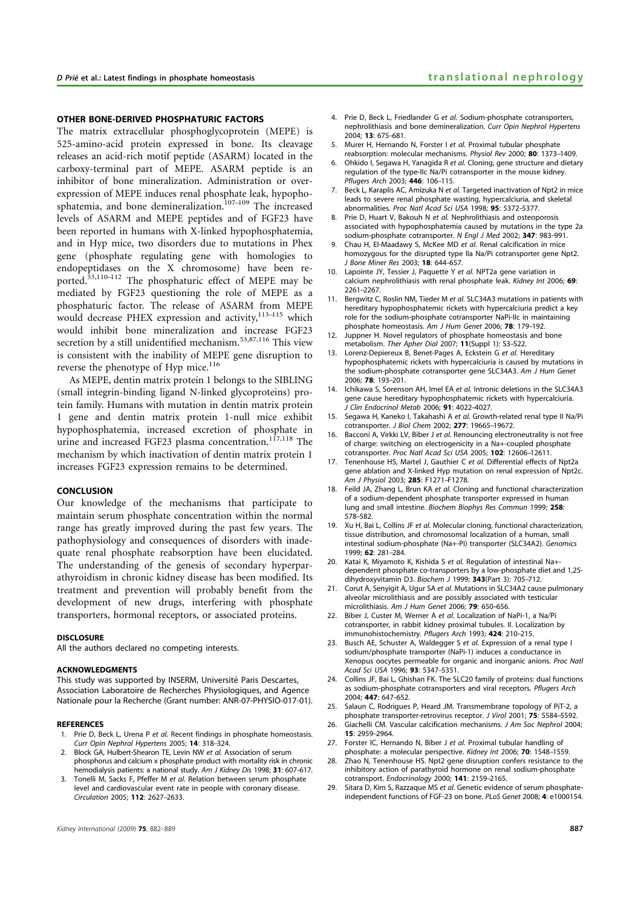## OTHER BONE-DERIVED PHOSPHATURIC FACTORS

The matrix extracellular phosphoglycoprotein (MEPE) is 525-amino-acid protein expressed in bone. Its cleavage releases an acid-rich motif peptide (ASARM) located in the carboxy-terminal part of MEPE. ASARM peptide is an inhibitor of bone mineralization. Administration or overexpression of MEPE induces renal phosphate leak, hypophosphatemia, and bone demineralization.[107–109] The increased levels of ASARM and MEPE peptides and of FGF23 have been reported in humans with X-linked hypophosphatemia, and in Hyp mice, two disorders due to mutations in Phex gene (phosphate regulating gene with homologies to endopeptidases on the X chromosome) have been reported.[53,110–112] The phosphaturic effect of MEPE may be mediated by FGF23 questioning the role of MEPE as a phosphaturic factor. The release of ASARM from MEPE would decrease PHEX expression and activity,[113–115] which would inhibit bone mineralization and increase FGF23 secretion by a still unidentified mechanism.[53,87,116] This view is consistent with the inability of MEPE gene disruption to reverse the phenotype of Hyp mice.[116]

As MEPE, dentin matrix protein 1 belongs to the SIBLING (small integrin-binding ligand N-linked glycoproteins) protein family. Humans with mutation in dentin matrix protein 1 gene and dentin matrix protein 1-null mice exhibit hypophosphatemia, increased excretion of phosphate in urine and increased FGF23 plasma concentration.[117,118] The mechanism by which inactivation of dentin matrix protein 1 increases FGF23 expression remains to be determined.

## CONCLUSION

Our knowledge of the mechanisms that participate to maintain serum phosphate concentration within the normal range has greatly improved during the past few years. The pathophysiology and consequences of disorders with inadequate renal phosphate reabsorption have been elucidated. The understanding of the genesis of secondary hyperparathyroidism in chronic kidney disease has been modified. Its treatment and prevention will probably benefit from the development of new drugs, interfering with phosphate transporters, hormonal receptors, or associated proteins.

## DISCLOSURE

All the authors declared no competing interests.

## ACKNOWLEDGMENTS

This study was supported by INSERM, Université Paris Descartes, Association Laboratoire de Recherches Physiologiques, and Agence Nationale pour la Recherche (Grant number: ANR-07-PHYSIO-017-01).

## REFERENCES

1. Prie D, Beck L, Urena P *et al.* Recent findings in phosphate homeostasis. *Curr Opin Nephrol Hypertens* 2005; **14**: 318–324.
2. Block GA, Hulbert-Shearon TE, Levin NW *et al.* Association of serum phosphorus and calcium x phosphate product with mortality risk in chronic hemodialysis patients: a national study. *Am J Kidney Dis* 1998; **31**: 607–617.
3. Tonelli M, Sacks F, Pfeffer M *et al.* Relation between serum phosphate level and cardiovascular event rate in people with coronary disease. *Circulation* 2005; **112**: 2627–2633.
4. Prie D, Beck L, Friedlander G *et al.* Sodium-phosphate cotransporters, nephrolithiasis and bone demineralization. *Curr Opin Nephrol Hypertens* 2004; **13**: 675–681.
5. Murer H, Hernando N, Forster I *et al.* Proximal tubular phosphate reabsorption: molecular mechanisms. *Physiol Rev* 2000; **80**: 1373–1409.
6. Ohkido I, Segawa H, Yanagida R *et al.* Cloning, gene structure and dietary regulation of the type-IIc Na/Pi cotransporter in the mouse kidney. *Pflugers Arch* 2003; **446**: 106–115.
7. Beck L, Karaplis AC, Amizuka N *et al.* Targeted inactivation of Npt2 in mice leads to severe renal phosphate wasting, hypercalciuria, and skeletal abnormalities. *Proc Natl Acad Sci USA* 1998; **95**: 5372–5377.
8. Prie D, Huart V, Bakouh N *et al.* Nephrolithiasis and osteoporosis associated with hypophosphatemia caused by mutations in the type 2a sodium-phosphate cotransporter. *N Engl J Med* 2002; **347**: 983–991.
9. Chau H, El-Maadawy S, McKee MD *et al.* Renal calcification in mice homozygous for the disrupted type IIa Na/Pi cotransporter gene Npt2. *J Bone Miner Res* 2003; **18**: 644–657.
10. Lapointe JY, Tessier J, Paquette Y *et al.* NPT2a gene variation in calcium nephrolithiasis with renal phosphate leak. *Kidney Int* 2006; **69**: 2261–2267.
11. Bergwitz C, Roslin NM, Tieder M *et al.* SLC34A3 mutations in patients with hereditary hypophosphatemic rickets with hypercalciuria predict a key role for the sodium-phosphate cotransporter NaPi-IIc in maintaining phosphate homeostasis. *Am J Hum Genet* 2006; **78**: 179–192.
12. Juppner H. Novel regulators of phosphate homeostasis and bone metabolism. *Ther Apher Dial* 2007; **11**(Suppl 1): S3–S22.
13. Lorenz-Depiereux B, Benet-Pages A, Eckstein G *et al.* Hereditary hypophosphatemic rickets with hypercalciuria is caused by mutations in the sodium-phosphate cotransporter gene SLC34A3. *Am J Hum Genet* 2006; **78**: 193–201.
14. Ichikawa S, Sorenson AH, Imel EA *et al.* Intronic deletions in the SLC34A3 gene cause hereditary hypophosphatemic rickets with hypercalciuria. *J Clin Endocrinol Metab* 2006; **91**: 4022–4027.
15. Segawa H, Kaneko I, Takahashi A *et al.* Growth-related renal type II Na/Pi cotransporter. *J Biol Chem* 2002; **277**: 19665–19672.
16. Bacconi A, Virkki LV, Biber J *et al.* Renouncing electroneutrality is not free of charge: switching on electrogenicity in a Na+-coupled phosphate cotransporter. *Proc Natl Acad Sci USA* 2005; **102**: 12606–12611.
17. Tenenhouse HS, Martel J, Gauthier C *et al.* Differential effects of Npt2a gene ablation and X-linked Hyp mutation on renal expression of Npt2c. *Am J Physiol* 2003; **285**: F1271–F1278.
18. Feild JA, Zhang L, Brun KA *et al.* Cloning and functional characterization of a sodium-dependent phosphate transporter expressed in human lung and small intestine. *Biochem Biophys Res Commun* 1999; **258**: 578–582.
19. Xu H, Bai L, Collins JF *et al.* Molecular cloning, functional characterization, tissue distribution, and chromosomal localization of a human, small intestinal sodium-phosphate (Na+-Pi) transporter (SLC34A2). *Genomics* 1999; **62**: 281–284.
20. Katai K, Miyamoto K, Kishida S *et al.* Regulation of intestinal Na+-dependent phosphate co-transporters by a low-phosphate diet and 1,25-dihydroxyvitamin D3. *Biochem J* 1999; **343**(Part 3): 705–712.
21. Corut A, Senyigit A, Ugur SA *et al.* Mutations in SLC34A2 cause pulmonary alveolar microlithiasis and are possibly associated with testicular microlithiasis. *Am J Hum Genet* 2006; **79**: 650–656.
22. Biber J, Custer M, Werner A *et al.* Localization of NaPi-1, a Na/Pi cotransporter, in rabbit kidney proximal tubules. II. Localization by immunohistochemistry. *Pflugers Arch* 1993; **424**: 210–215.
23. Busch AE, Schuster A, Waldegger S *et al.* Expression of a renal type I sodium/phosphate transporter (NaPi-1) induces a conductance in Xenopus oocytes permeable for organic and inorganic anions. *Proc Natl Acad Sci USA* 1996; **93**: 5347–5351.
24. Collins JF, Bai L, Ghishan FK. The SLC20 family of proteins: dual functions as sodium-phosphate cotransporters and viral receptors. *Pflugers Arch* 2004; **447**: 647–652.
25. Salaun C, Rodrigues P, Heard JM. Transmembrane topology of PiT-2, a phosphate transporter-retrovirus receptor. *J Virol* 2001; **75**: 5584–5592.
26. Giachelli CM. Vascular calcification mechanisms. *J Am Soc Nephrol* 2004; **15**: 2959–2964.
27. Forster IC, Hernando N, Biber J *et al.* Proximal tubular handling of phosphate: a molecular perspective. *Kidney Int* 2006; **70**: 1548–1559.
28. Zhao N, Tenenhouse HS. Npt2 gene disruption confers resistance to the inhibitory action of parathyroid hormone on renal sodium-phosphate cotransport. *Endocrinology* 2000; **141**: 2159–2165.
29. Sitara D, Kim S, Razzaque MS *et al.* Genetic evidence of serum phosphate-independent functions of FGF-23 on bone. *PLoS Genet* 2008; **4**: e1000154.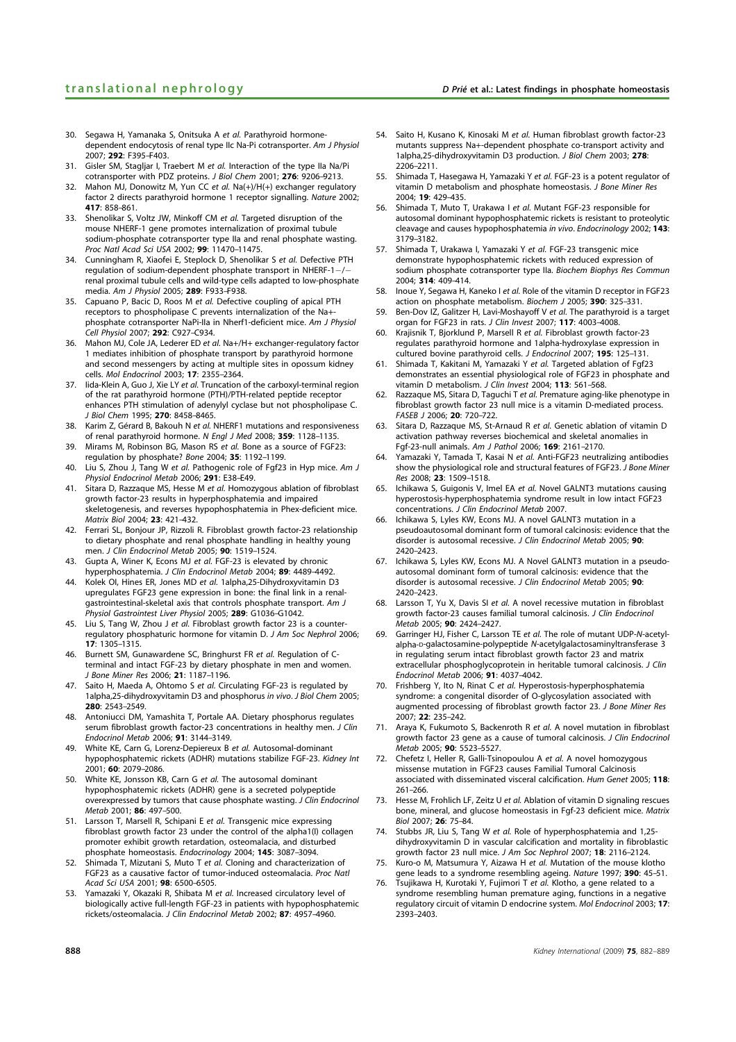30. Segawa H, Yamanaka S, Onitsuka A *et al.* Parathyroid hormone-dependent endocytosis of renal type IIc Na-Pi cotransporter. *Am J Physiol* 2007; **292**: F395–F403.
31. Gisler SM, Stagljar I, Traebert M *et al.* Interaction of the type IIa Na/Pi cotransporter with PDZ proteins. *J Biol Chem* 2001; **276**: 9206–9213.
32. Mahon MJ, Donowitz M, Yun CC *et al.* Na(+)/H(+) exchanger regulatory factor 2 directs parathyroid hormone 1 receptor signalling. *Nature* 2002; **417**: 858–861.
33. Shenolikar S, Voltz JW, Minkoff CM *et al.* Targeted disruption of the mouse NHERF-1 gene promotes internalization of proximal tubule sodium-phosphate cotransporter type IIa and renal phosphate wasting. *Proc Natl Acad Sci USA* 2002; **99**: 11470–11475.
34. Cunningham R, Xiaofei E, Steplock D, Shenolikar S *et al.* Defective PTH regulation of sodium-dependent phosphate transport in NHERF-1−/− renal proximal tubule cells and wild-type cells adapted to low-phosphate media. *Am J Physiol* 2005; **289**: F933–F938.
35. Capuano P, Bacic D, Roos M *et al.* Defective coupling of apical PTH receptors to phospholipase C prevents internalization of the Na+-phosphate cotransporter NaPi-IIa in Nherf1-deficient mice. *Am J Physiol Cell Physiol* 2007; **292**: C927–C934.
36. Mahon MJ, Cole JA, Lederer ED *et al.* Na+/H+ exchanger-regulatory factor 1 mediates inhibition of phosphate transport by parathyroid hormone and second messengers by acting at multiple sites in opossum kidney cells. *Mol Endocrinol* 2003; **17**: 2355–2364.
37. Iida-Klein A, Guo J, Xie LY *et al.* Truncation of the carboxyl-terminal region of the rat parathyroid hormone (PTH)/PTH-related peptide receptor enhances PTH stimulation of adenylyl cyclase but not phospholipase C. *J Biol Chem* 1995; **270**: 8458–8465.
38. Karim Z, Gérard B, Bakouh N *et al.* NHERF1 mutations and responsiveness of renal parathyroid hormone. *N Engl J Med* 2008; **359**: 1128–1135.
39. Mirams M, Robinson BG, Mason RS *et al.* Bone as a source of FGF23: regulation by phosphate? *Bone* 2004; **35**: 1192–1199.
40. Liu S, Zhou J, Tang W *et al.* Pathogenic role of Fgf23 in Hyp mice. *Am J Physiol Endocrinol Metab* 2006; **291**: E38–E49.
41. Sitara D, Razzaque MS, Hesse M *et al.* Homozygous ablation of fibroblast growth factor-23 results in hyperphosphatemia and impaired skeletogenesis, and reverses hypophosphatemia in Phex-deficient mice. *Matrix Biol* 2004; **23**: 421–432.
42. Ferrari SL, Bonjour JP, Rizzoli R. Fibroblast growth factor-23 relationship to dietary phosphate and renal phosphate handling in healthy young men. *J Clin Endocrinol Metab* 2005; **90**: 1519–1524.
43. Gupta A, Winer K, Econs MJ *et al.* FGF-23 is elevated by chronic hyperphosphatemia. *J Clin Endocrinol Metab* 2004; **89**: 4489–4492.
44. Kolek OI, Hines ER, Jones MD *et al.* 1alpha,25-Dihydroxyvitamin D3 upregulates FGF23 gene expression in bone: the final link in a renal-gastrointestinal-skeletal axis that controls phosphate transport. *Am J Physiol Gastrointest Liver Physiol* 2005; **289**: G1036–G1042.
45. Liu S, Tang W, Zhou J *et al.* Fibroblast growth factor 23 is a counter-regulatory phosphaturic hormone for vitamin D. *J Am Soc Nephrol* 2006; **17**: 1305–1315.
46. Burnett SM, Gunawardene SC, Bringhurst FR *et al.* Regulation of C-terminal and intact FGF-23 by dietary phosphate in men and women. *J Bone Miner Res* 2006; **21**: 1187–1196.
47. Saito H, Maeda A, Ohtomo S *et al.* Circulating FGF-23 is regulated by 1alpha,25-dihydroxyvitamin D3 and phosphorus *in vivo*. *J Biol Chem* 2005; **280**: 2543–2549.
48. Antoniucci DM, Yamashita T, Portale AA. Dietary phosphorus regulates serum fibroblast growth factor-23 concentrations in healthy men. *J Clin Endocrinol Metab* 2006; **91**: 3144–3149.
49. White KE, Carn G, Lorenz-Depiereux B *et al.* Autosomal-dominant hypophosphatemic rickets (ADHR) mutations stabilize FGF-23. *Kidney Int* 2001; **60**: 2079–2086.
50. White KE, Jonsson KB, Carn G *et al.* The autosomal dominant hypophosphatemic rickets (ADHR) gene is a secreted polypeptide overexpressed by tumors that cause phosphate wasting. *J Clin Endocrinol Metab* 2001; **86**: 497–500.
51. Larsson T, Marsell R, Schipani E *et al.* Transgenic mice expressing fibroblast growth factor 23 under the control of the alpha1(I) collagen promoter exhibit growth retardation, osteomalacia, and disturbed phosphate homeostasis. *Endocrinology* 2004; **145**: 3087–3094.
52. Shimada T, Mizutani S, Muto T *et al.* Cloning and characterization of FGF23 as a causative factor of tumor-induced osteomalacia. *Proc Natl Acad Sci USA* 2001; **98**: 6500–6505.
53. Yamazaki Y, Okazaki R, Shibata M *et al.* Increased circulatory level of biologically active full-length FGF-23 in patients with hypophosphatemic rickets/osteomalacia. *J Clin Endocrinol Metab* 2002; **87**: 4957–4960.
54. Saito H, Kusano K, Kinosaki M *et al.* Human fibroblast growth factor-23 mutants suppress Na+-dependent phosphate co-transport activity and 1alpha,25-dihydroxyvitamin D3 production. *J Biol Chem* 2003; **278**: 2206–2211.
55. Shimada T, Hasegawa H, Yamazaki Y *et al.* FGF-23 is a potent regulator of vitamin D metabolism and phosphate homeostasis. *J Bone Miner Res* 2004; **19**: 429–435.
56. Shimada T, Muto T, Urakawa I *et al.* Mutant FGF-23 responsible for autosomal dominant hypophosphatemic rickets is resistant to proteolytic cleavage and causes hypophosphatemia *in vivo*. *Endocrinology* 2002; **143**: 3179–3182.
57. Shimada T, Urakawa I, Yamazaki Y *et al.* FGF-23 transgenic mice demonstrate hypophosphatemic rickets with reduced expression of sodium phosphate cotransporter type IIa. *Biochem Biophys Res Commun* 2004; **314**: 409–414.
58. Inoue Y, Segawa H, Kaneko I *et al.* Role of the vitamin D receptor in FGF23 action on phosphate metabolism. *Biochem J* 2005; **390**: 325–331.
59. Ben-Dov IZ, Galitzer H, Lavi-Moshayoff V *et al.* The parathyroid is a target organ for FGF23 in rats. *J Clin Invest* 2007; **117**: 4003–4008.
60. Krajisnik T, Bjorklund P, Marsell R *et al.* Fibroblast growth factor-23 regulates parathyroid hormone and 1alpha-hydroxylase expression in cultured bovine parathyroid cells. *J Endocrinol* 2007; **195**: 125–131.
61. Shimada T, Kakitani M, Yamazaki Y *et al.* Targeted ablation of Fgf23 demonstrates an essential physiological role of FGF23 in phosphate and vitamin D metabolism. *J Clin Invest* 2004; **113**: 561–568.
62. Razzaque MS, Sitara D, Taguchi T *et al.* Premature aging-like phenotype in fibroblast growth factor 23 null mice is a vitamin D-mediated process. *FASEB J* 2006; **20**: 720–722.
63. Sitara D, Razzaque MS, St-Arnaud R *et al.* Genetic ablation of vitamin D activation pathway reverses biochemical and skeletal anomalies in Fgf-23-null animals. *Am J Pathol* 2006; **169**: 2161–2170.
64. Yamazaki Y, Tamada T, Kasai N *et al.* Anti-FGF23 neutralizing antibodies show the physiological role and structural features of FGF23. *J Bone Miner Res* 2008; **23**: 1509–1518.
65. Ichikawa S, Guigonis V, Imel EA *et al.* Novel GALNT3 mutations causing hyperostosis-hyperphosphatemia syndrome result in low intact FGF23 concentrations. *J Clin Endocrinol Metab* 2007.
66. Ichikawa S, Lyles KW, Econs MJ. A novel GALNT3 mutation in a pseudoautosomal dominant form of tumoral calcinosis: evidence that the disorder is autosomal recessive. *J Clin Endocrinol Metab* 2005; **90**: 2420–2423.
67. Ichikawa S, Lyles KW, Econs MJ. A Novel GALNT3 mutation in a pseudo-autosomal dominant form of tumoral calcinosis: evidence that the disorder is autosomal recessive. *J Clin Endocrinol Metab* 2005; **90**: 2420–2423.
68. Larsson T, Yu X, Davis SI *et al.* A novel recessive mutation in fibroblast growth factor-23 causes familial tumoral calcinosis. *J Clin Endocrinol Metab* 2005; **90**: 2424–2427.
69. Garringer HJ, Fisher C, Larsson TE *et al.* The role of mutant UDP-*N*-acetyl-alpha-D-galactosamine-polypeptide *N*-acetylgalactosaminyltransferase 3 in regulating serum intact fibroblast growth factor 23 and matrix extracellular phosphoglycoprotein in heritable tumoral calcinosis. *J Clin Endocrinol Metab* 2006; **91**: 4037–4042.
70. Frishberg Y, Ito N, Rinat C *et al.* Hyperostosis-hyperphosphatemia syndrome: a congenital disorder of O-glycosylation associated with augmented processing of fibroblast growth factor 23. *J Bone Miner Res* 2007; **22**: 235–242.
71. Araya K, Fukumoto S, Backenroth R *et al.* A novel mutation in fibroblast growth factor 23 gene as a cause of tumoral calcinosis. *J Clin Endocrinol Metab* 2005; **90**: 5523–5527.
72. Chefetz I, Heller R, Galli-Tsinopoulou A *et al.* A novel homozygous missense mutation in FGF23 causes Familial Tumoral Calcinosis associated with disseminated visceral calcification. *Hum Genet* 2005; **118**: 261–266.
73. Hesse M, Frohlich LF, Zeitz U *et al.* Ablation of vitamin D signaling rescues bone, mineral, and glucose homeostasis in Fgf-23 deficient mice. *Matrix Biol* 2007; **26**: 75–84.
74. Stubbs JR, Liu S, Tang W *et al.* Role of hyperphosphatemia and 1,25-dihydroxyvitamin D in vascular calcification and mortality in fibroblastic growth factor 23 null mice. *J Am Soc Nephrol* 2007; **18**: 2116–2124.
75. Kuro-o M, Matsumura Y, Aizawa H *et al.* Mutation of the mouse klotho gene leads to a syndrome resembling ageing. *Nature* 1997; **390**: 45–51.
76. Tsujikawa H, Kurotaki Y, Fujimori T *et al.* Klotho, a gene related to a syndrome resembling human premature aging, functions in a negative regulatory circuit of vitamin D endocrine system. *Mol Endocrinol* 2003; **17**: 2393–2403.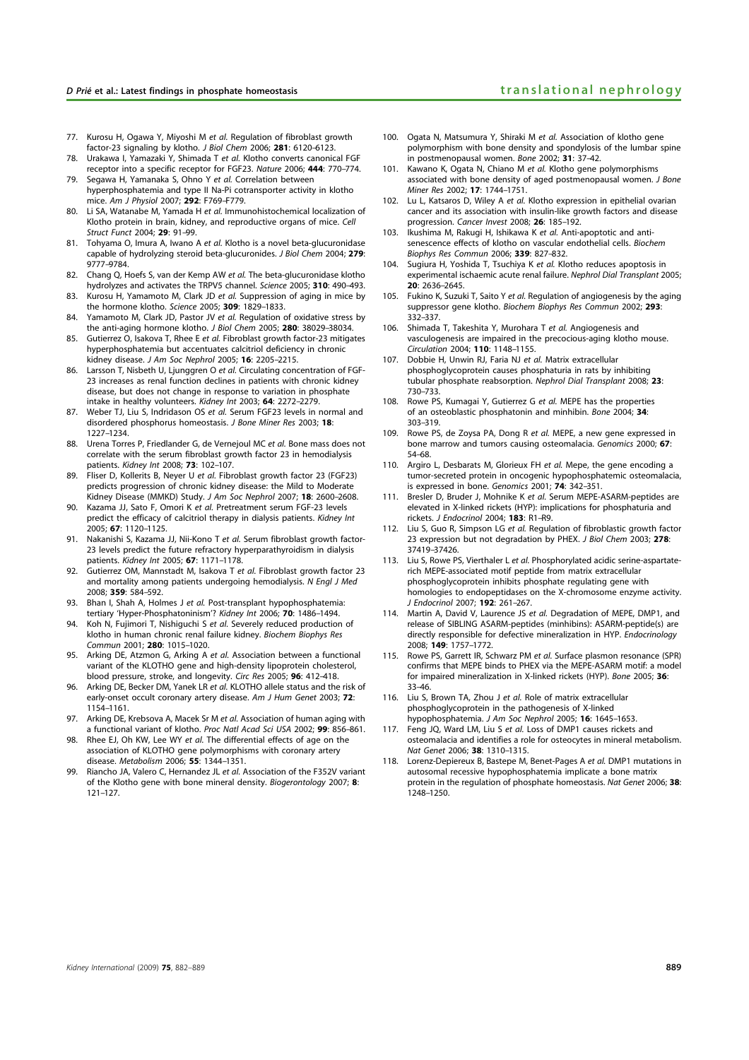77. Kurosu H, Ogawa Y, Miyoshi M *et al.* Regulation of fibroblast growth factor-23 signaling by klotho. *J Biol Chem* 2006; **281**: 6120–6123.
78. Urakawa I, Yamazaki Y, Shimada T *et al.* Klotho converts canonical FGF receptor into a specific receptor for FGF23. *Nature* 2006; **444**: 770–774.
79. Segawa H, Yamanaka S, Ohno Y *et al.* Correlation between hyperphosphatemia and type II Na-Pi cotransporter activity in klotho mice. *Am J Physiol* 2007; **292**: F769–F779.
80. Li SA, Watanabe M, Yamada H *et al.* Immunohistochemical localization of Klotho protein in brain, kidney, and reproductive organs of mice. *Cell Struct Funct* 2004; **29**: 91–99.
81. Tohyama O, Imura A, Iwano A *et al.* Klotho is a novel beta-glucuronidase capable of hydrolyzing steroid beta-glucuronides. *J Biol Chem* 2004; **279**: 9777–9784.
82. Chang Q, Hoefs S, van der Kemp AW *et al.* The beta-glucuronidase klotho hydrolyzes and activates the TRPV5 channel. *Science* 2005; **310**: 490–493.
83. Kurosu H, Yamamoto M, Clark JD *et al.* Suppression of aging in mice by the hormone klotho. *Science* 2005; **309**: 1829–1833.
84. Yamamoto M, Clark JD, Pastor JV *et al.* Regulation of oxidative stress by the anti-aging hormone klotho. *J Biol Chem* 2005; **280**: 38029–38034.
85. Gutierrez O, Isakova T, Rhee E *et al.* Fibroblast growth factor-23 mitigates hyperphosphatemia but accentuates calcitriol deficiency in chronic kidney disease. *J Am Soc Nephrol* 2005; **16**: 2205–2215.
86. Larsson T, Nisbeth U, Ljunggren O *et al.* Circulating concentration of FGF-23 increases as renal function declines in patients with chronic kidney disease, but does not change in response to variation in phosphate intake in healthy volunteers. *Kidney Int* 2003; **64**: 2272–2279.
87. Weber TJ, Liu S, Indridason OS *et al.* Serum FGF23 levels in normal and disordered phosphorus homeostasis. *J Bone Miner Res* 2003; **18**: 1227–1234.
88. Urena Torres P, Friedlander G, de Vernejoul MC *et al.* Bone mass does not correlate with the serum fibroblast growth factor 23 in hemodialysis patients. *Kidney Int* 2008; **73**: 102–107.
89. Fliser D, Kollerits B, Neyer U *et al.* Fibroblast growth factor 23 (FGF23) predicts progression of chronic kidney disease: the Mild to Moderate Kidney Disease (MMKD) Study. *J Am Soc Nephrol* 2007; **18**: 2600–2608.
90. Kazama JJ, Sato F, Omori K *et al.* Pretreatment serum FGF-23 levels predict the efficacy of calcitriol therapy in dialysis patients. *Kidney Int* 2005; **67**: 1120–1125.
91. Nakanishi S, Kazama JJ, Nii-Kono T *et al.* Serum fibroblast growth factor-23 levels predict the future refractory hyperparathyroidism in dialysis patients. *Kidney Int* 2005; **67**: 1171–1178.
92. Gutierrez OM, Mannstadt M, Isakova T *et al.* Fibroblast growth factor 23 and mortality among patients undergoing hemodialysis. *N Engl J Med* 2008; **359**: 584–592.
93. Bhan I, Shah A, Holmes J *et al.* Post-transplant hypophosphatemia: tertiary 'Hyper-Phosphatoninism'? *Kidney Int* 2006; **70**: 1486–1494.
94. Koh N, Fujimori T, Nishiguchi S *et al.* Severely reduced production of klotho in human chronic renal failure kidney. *Biochem Biophys Res Commun* 2001; **280**: 1015–1020.
95. Arking DE, Atzmon G, Arking A *et al.* Association between a functional variant of the KLOTHO gene and high-density lipoprotein cholesterol, blood pressure, stroke, and longevity. *Circ Res* 2005; **96**: 412–418.
96. Arking DE, Becker DM, Yanek LR *et al.* KLOTHO allele status and the risk of early-onset occult coronary artery disease. *Am J Hum Genet* 2003; **72**: 1154–1161.
97. Arking DE, Krebsova A, Macek Sr M *et al.* Association of human aging with a functional variant of klotho. *Proc Natl Acad Sci USA* 2002; **99**: 856–861.
98. Rhee EJ, Oh KW, Lee WY *et al.* The differential effects of age on the association of KLOTHO gene polymorphisms with coronary artery disease. *Metabolism* 2006; **55**: 1344–1351.
99. Riancho JA, Valero C, Hernandez JL *et al.* Association of the F352V variant of the Klotho gene with bone mineral density. *Biogerontology* 2007; **8**: 121–127.
100. Ogata N, Matsumura Y, Shiraki M *et al.* Association of klotho gene polymorphism with bone density and spondylosis of the lumbar spine in postmenopausal women. *Bone* 2002; **31**: 37–42.
101. Kawano K, Ogata N, Chiano M *et al.* Klotho gene polymorphisms associated with bone density of aged postmenopausal women. *J Bone Miner Res* 2002; **17**: 1744–1751.
102. Lu L, Katsaros D, Wiley A *et al.* Klotho expression in epithelial ovarian cancer and its association with insulin-like growth factors and disease progression. *Cancer Invest* 2008; **26**: 185–192.
103. Ikushima M, Rakugi H, Ishikawa K *et al.* Anti-apoptotic and anti-senescence effects of klotho on vascular endothelial cells. *Biochem Biophys Res Commun* 2006; **339**: 827–832.
104. Sugiura H, Yoshida T, Tsuchiya K *et al.* Klotho reduces apoptosis in experimental ischaemic acute renal failure. *Nephrol Dial Transplant* 2005; **20**: 2636–2645.
105. Fukino K, Suzuki T, Saito Y *et al.* Regulation of angiogenesis by the aging suppressor gene klotho. *Biochem Biophys Res Commun* 2002; **293**: 332–337.
106. Shimada T, Takeshita Y, Murohara T *et al.* Angiogenesis and vasculogenesis are impaired in the precocious-aging klotho mouse. *Circulation* 2004; **110**: 1148–1155.
107. Dobbie H, Unwin RJ, Faria NJ *et al.* Matrix extracellular phosphoglycoprotein causes phosphaturia in rats by inhibiting tubular phosphate reabsorption. *Nephrol Dial Transplant* 2008; **23**: 730–733.
108. Rowe PS, Kumagai Y, Gutierrez G *et al.* MEPE has the properties of an osteoblastic phosphatonin and minhibin. *Bone* 2004; **34**: 303–319.
109. Rowe PS, de Zoysa PA, Dong R *et al.* MEPE, a new gene expressed in bone marrow and tumors causing osteomalacia. *Genomics* 2000; **67**: 54–68.
110. Argiro L, Desbarats M, Glorieux FH *et al.* Mepe, the gene encoding a tumor-secreted protein in oncogenic hypophosphatemic osteomalacia, is expressed in bone. *Genomics* 2001; **74**: 342–351.
111. Bresler D, Bruder J, Mohnike K *et al.* Serum MEPE-ASARM-peptides are elevated in X-linked rickets (HYP): implications for phosphaturia and rickets. *J Endocrinol* 2004; **183**: R1–R9.
112. Liu S, Guo R, Simpson LG *et al.* Regulation of fibroblastic growth factor 23 expression but not degradation by PHEX. *J Biol Chem* 2003; **278**: 37419–37426.
113. Liu S, Rowe PS, Vierthaler L *et al.* Phosphorylated acidic serine-aspartate-rich MEPE-associated motif peptide from matrix extracellular phosphoglycoprotein inhibits phosphate regulating gene with homologies to endopeptidases on the X-chromosome enzyme activity. *J Endocrinol* 2007; **192**: 261–267.
114. Martin A, David V, Laurence JS *et al.* Degradation of MEPE, DMP1, and release of SIBLING ASARM-peptides (minhibins): ASARM-peptide(s) are directly responsible for defective mineralization in HYP. *Endocrinology* 2008; **149**: 1757–1772.
115. Rowe PS, Garrett IR, Schwarz PM *et al.* Surface plasmon resonance (SPR) confirms that MEPE binds to PHEX via the MEPE-ASARM motif: a model for impaired mineralization in X-linked rickets (HYP). *Bone* 2005; **36**: 33–46.
116. Liu S, Brown TA, Zhou J *et al.* Role of matrix extracellular phosphoglycoprotein in the pathogenesis of X-linked hypophosphatemia. *J Am Soc Nephrol* 2005; **16**: 1645–1653.
117. Feng JQ, Ward LM, Liu S *et al.* Loss of DMP1 causes rickets and osteomalacia and identifies a role for osteocytes in mineral metabolism. *Nat Genet* 2006; **38**: 1310–1315.
118. Lorenz-Depiereux B, Bastepe M, Benet-Pages A *et al.* DMP1 mutations in autosomal recessive hypophosphatemia implicate a bone matrix protein in the regulation of phosphate homeostasis. *Nat Genet* 2006; **38**: 1248–1250.